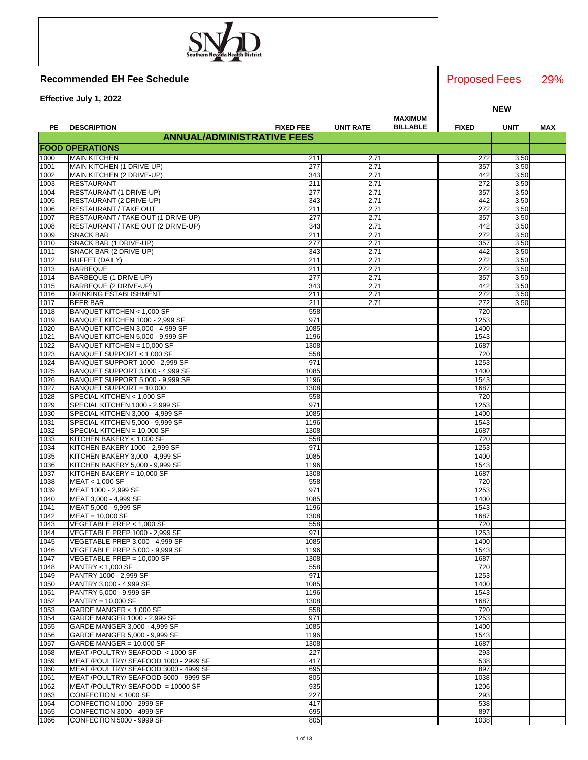Southern Nevada Health District

## Recommended EH Fee Schedule

**Effective July 1, 2022**

Proposed Fees 29%

| PE | DESCRIPTION | FIXED FEE | UNIT RATE | MAXIMUM BILLABLE | NEW FIXED | NEW UNIT | NEW MAX |
|---|---|---|---|---|---|---|---|
| | **ANNUAL/ADMINISTRATIVE FEES** | | | | | | |
| | **FOOD OPERATIONS** | | | | | | |
| 1000 | MAIN KITCHEN | 211 | 2.71 | | 272 | 3.50 | |
| 1001 | MAIN KITCHEN (1 DRIVE-UP) | 277 | 2.71 | | 357 | 3.50 | |
| 1002 | MAIN KITCHEN (2 DRIVE-UP) | 343 | 2.71 | | 442 | 3.50 | |
| 1003 | RESTAURANT | 211 | 2.71 | | 272 | 3.50 | |
| 1004 | RESTAURANT (1 DRIVE-UP) | 277 | 2.71 | | 357 | 3.50 | |
| 1005 | RESTAURANT (2 DRIVE-UP) | 343 | 2.71 | | 442 | 3.50 | |
| 1006 | RESTAURANT / TAKE OUT | 211 | 2.71 | | 272 | 3.50 | |
| 1007 | RESTAURANT / TAKE OUT (1 DRIVE-UP) | 277 | 2.71 | | 357 | 3.50 | |
| 1008 | RESTAURANT / TAKE OUT (2 DRIVE-UP) | 343 | 2.71 | | 442 | 3.50 | |
| 1009 | SNACK BAR | 211 | 2.71 | | 272 | 3.50 | |
| 1010 | SNACK BAR (1 DRIVE-UP) | 277 | 2.71 | | 357 | 3.50 | |
| 1011 | SNACK BAR (2 DRIVE-UP) | 343 | 2.71 | | 442 | 3.50 | |
| 1012 | BUFFET (DAILY) | 211 | 2.71 | | 272 | 3.50 | |
| 1013 | BARBEQUE | 211 | 2.71 | | 272 | 3.50 | |
| 1014 | BARBEQUE (1 DRIVE-UP) | 277 | 2.71 | | 357 | 3.50 | |
| 1015 | BARBEQUE (2 DRIVE-UP) | 343 | 2.71 | | 442 | 3.50 | |
| 1016 | DRINKING ESTABLISHMENT | 211 | 2.71 | | 272 | 3.50 | |
| 1017 | BEER BAR | 211 | 2.71 | | 272 | 3.50 | |
| 1018 | BANQUET KITCHEN < 1,000 SF | 558 | | | 720 | | |
| 1019 | BANQUET KITCHEN 1000 - 2,999 SF | 971 | | | 1253 | | |
| 1020 | BANQUET KITCHEN 3,000 - 4,999 SF | 1085 | | | 1400 | | |
| 1021 | BANQUET KITCHEN 5,000 - 9,999 SF | 1196 | | | 1543 | | |
| 1022 | BANQUET KITCHEN = 10,000 SF | 1308 | | | 1687 | | |
| 1023 | BANQUET SUPPORT < 1,000 SF | 558 | | | 720 | | |
| 1024 | BANQUET SUPPORT 1000 - 2,999 SF | 971 | | | 1253 | | |
| 1025 | BANQUET SUPPORT 3,000 - 4,999 SF | 1085 | | | 1400 | | |
| 1026 | BANQUET SUPPORT 5,000 - 9,999 SF | 1196 | | | 1543 | | |
| 1027 | BANQUET SUPPORT = 10,000 | 1308 | | | 1687 | | |
| 1028 | SPECIAL KITCHEN < 1,000 SF | 558 | | | 720 | | |
| 1029 | SPECIAL KITCHEN 1000 - 2,999 SF | 971 | | | 1253 | | |
| 1030 | SPECIAL KITCHEN 3,000 - 4,999 SF | 1085 | | | 1400 | | |
| 1031 | SPECIAL KITCHEN 5,000 - 9,999 SF | 1196 | | | 1543 | | |
| 1032 | SPECIAL KITCHEN = 10,000 SF | 1308 | | | 1687 | | |
| 1033 | KITCHEN BAKERY < 1,000 SF | 558 | | | 720 | | |
| 1034 | KITCHEN BAKERY 1000 - 2,999 SF | 971 | | | 1253 | | |
| 1035 | KITCHEN BAKERY 3,000 - 4,999 SF | 1085 | | | 1400 | | |
| 1036 | KITCHEN BAKERY 5,000 - 9,999 SF | 1196 | | | 1543 | | |
| 1037 | KITCHEN BAKERY = 10,000 SF | 1308 | | | 1687 | | |
| 1038 | MEAT < 1,000 SF | 558 | | | 720 | | |
| 1039 | MEAT 1000 - 2,999 SF | 971 | | | 1253 | | |
| 1040 | MEAT 3,000 - 4,999 SF | 1085 | | | 1400 | | |
| 1041 | MEAT 5,000 - 9,999 SF | 1196 | | | 1543 | | |
| 1042 | MEAT = 10,000 SF | 1308 | | | 1687 | | |
| 1043 | VEGETABLE PREP < 1,000 SF | 558 | | | 720 | | |
| 1044 | VEGETABLE PREP 1000 - 2,999 SF | 971 | | | 1253 | | |
| 1045 | VEGETABLE PREP 3,000 - 4,999 SF | 1085 | | | 1400 | | |
| 1046 | VEGETABLE PREP 5,000 - 9,999 SF | 1196 | | | 1543 | | |
| 1047 | VEGETABLE PREP = 10,000 SF | 1308 | | | 1687 | | |
| 1048 | PANTRY < 1,000 SF | 558 | | | 720 | | |
| 1049 | PANTRY 1000 - 2,999 SF | 971 | | | 1253 | | |
| 1050 | PANTRY 3,000 - 4,999 SF | 1085 | | | 1400 | | |
| 1051 | PANTRY 5,000 - 9,999 SF | 1196 | | | 1543 | | |
| 1052 | PANTRY = 10,000 SF | 1308 | | | 1687 | | |
| 1053 | GARDE MANGER < 1,000 SF | 558 | | | 720 | | |
| 1054 | GARDE MANGER 1000 - 2,999 SF | 971 | | | 1253 | | |
| 1055 | GARDE MANGER 3,000 - 4,999 SF | 1085 | | | 1400 | | |
| 1056 | GARDE MANGER 5,000 - 9,999 SF | 1196 | | | 1543 | | |
| 1057 | GARDE MANGER = 10,000 SF | 1308 | | | 1687 | | |
| 1058 | MEAT /POULTRY/ SEAFOOD < 1000 SF | 227 | | | 293 | | |
| 1059 | MEAT /POULTRY/ SEAFOOD 1000 - 2999 SF | 417 | | | 538 | | |
| 1060 | MEAT /POULTRY/ SEAFOOD 3000 - 4999 SF | 695 | | | 897 | | |
| 1061 | MEAT /POULTRY/ SEAFOOD 5000 - 9999 SF | 805 | | | 1038 | | |
| 1062 | MEAT /POULTRY/ SEAFOOD = 10000 SF | 935 | | | 1206 | | |
| 1063 | CONFECTION < 1000 SF | 227 | | | 293 | | |
| 1064 | CONFECTION 1000 - 2999 SF | 417 | | | 538 | | |
| 1065 | CONFECTION 3000 - 4999 SF | 695 | | | 897 | | |
| 1066 | CONFECTION 5000 - 9999 SF | 805 | | | 1038 | | |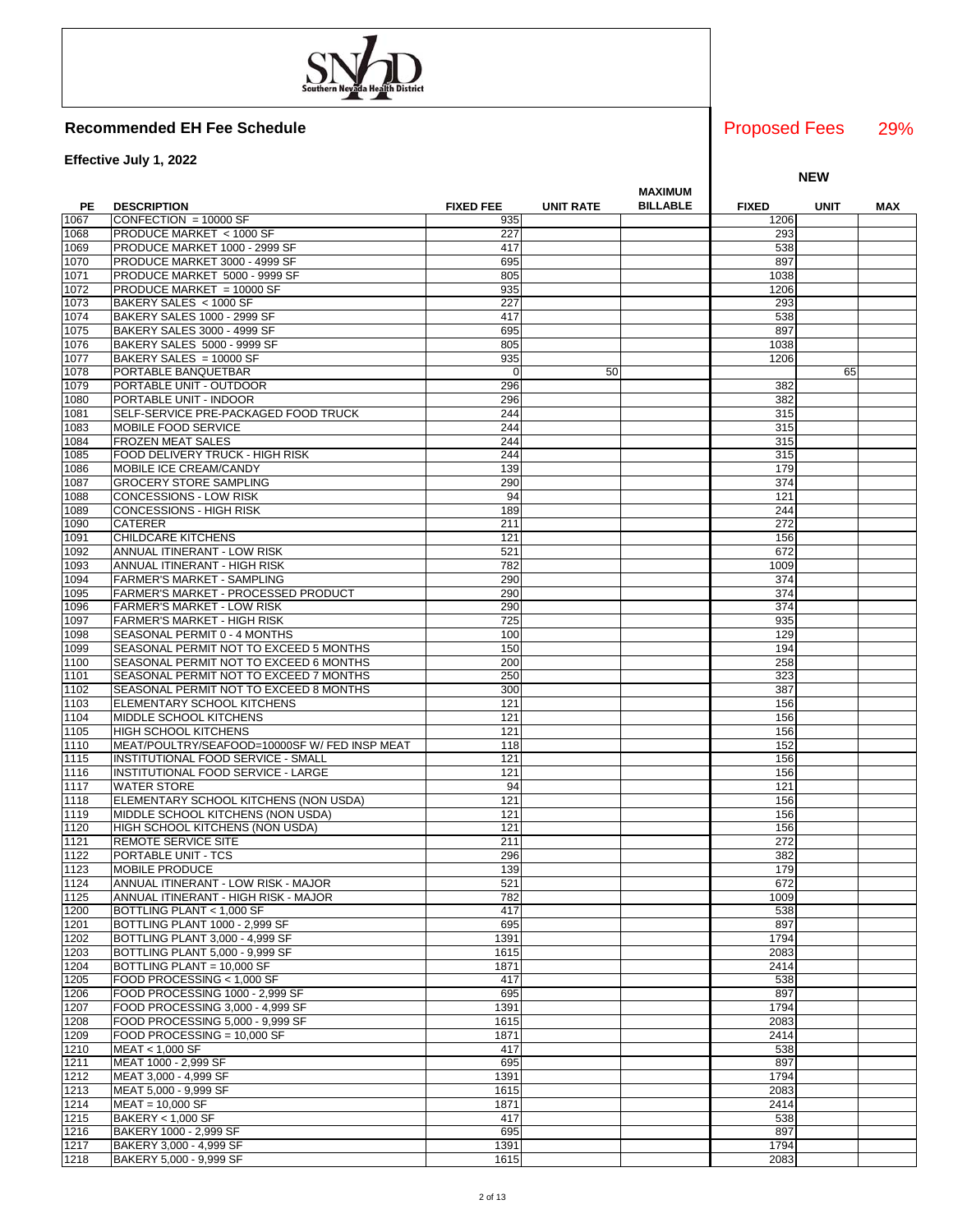## Recommended EH Fee Schedule

**Effective July 1, 2022**

Proposed Fees 29%

| PE | DESCRIPTION | FIXED FEE | UNIT RATE | MAXIMUM BILLABLE | NEW FIXED | NEW UNIT | NEW MAX |
|---|---|---|---|---|---|---|---|
| 1067 | CONFECTION = 10000 SF | 935 | | | 1206 | | |
| 1068 | PRODUCE MARKET < 1000 SF | 227 | | | 293 | | |
| 1069 | PRODUCE MARKET 1000 - 2999 SF | 417 | | | 538 | | |
| 1070 | PRODUCE MARKET 3000 - 4999 SF | 695 | | | 897 | | |
| 1071 | PRODUCE MARKET 5000 - 9999 SF | 805 | | | 1038 | | |
| 1072 | PRODUCE MARKET = 10000 SF | 935 | | | 1206 | | |
| 1073 | BAKERY SALES < 1000 SF | 227 | | | 293 | | |
| 1074 | BAKERY SALES 1000 - 2999 SF | 417 | | | 538 | | |
| 1075 | BAKERY SALES 3000 - 4999 SF | 695 | | | 897 | | |
| 1076 | BAKERY SALES 5000 - 9999 SF | 805 | | | 1038 | | |
| 1077 | BAKERY SALES = 10000 SF | 935 | | | 1206 | | |
| 1078 | PORTABLE BANQUETBAR | 0 | 50 | | | 65 | |
| 1079 | PORTABLE UNIT - OUTDOOR | 296 | | | 382 | | |
| 1080 | PORTABLE UNIT - INDOOR | 296 | | | 382 | | |
| 1081 | SELF-SERVICE PRE-PACKAGED FOOD TRUCK | 244 | | | 315 | | |
| 1083 | MOBILE FOOD SERVICE | 244 | | | 315 | | |
| 1084 | FROZEN MEAT SALES | 244 | | | 315 | | |
| 1085 | FOOD DELIVERY TRUCK - HIGH RISK | 244 | | | 315 | | |
| 1086 | MOBILE ICE CREAM/CANDY | 139 | | | 179 | | |
| 1087 | GROCERY STORE SAMPLING | 290 | | | 374 | | |
| 1088 | CONCESSIONS - LOW RISK | 94 | | | 121 | | |
| 1089 | CONCESSIONS - HIGH RISK | 189 | | | 244 | | |
| 1090 | CATERER | 211 | | | 272 | | |
| 1091 | CHILDCARE KITCHENS | 121 | | | 156 | | |
| 1092 | ANNUAL ITINERANT - LOW RISK | 521 | | | 672 | | |
| 1093 | ANNUAL ITINERANT - HIGH RISK | 782 | | | 1009 | | |
| 1094 | FARMER'S MARKET - SAMPLING | 290 | | | 374 | | |
| 1095 | FARMER'S MARKET - PROCESSED PRODUCT | 290 | | | 374 | | |
| 1096 | FARMER'S MARKET - LOW RISK | 290 | | | 374 | | |
| 1097 | FARMER'S MARKET - HIGH RISK | 725 | | | 935 | | |
| 1098 | SEASONAL PERMIT 0 - 4 MONTHS | 100 | | | 129 | | |
| 1099 | SEASONAL PERMIT NOT TO EXCEED 5 MONTHS | 150 | | | 194 | | |
| 1100 | SEASONAL PERMIT NOT TO EXCEED 6 MONTHS | 200 | | | 258 | | |
| 1101 | SEASONAL PERMIT NOT TO EXCEED 7 MONTHS | 250 | | | 323 | | |
| 1102 | SEASONAL PERMIT NOT TO EXCEED 8 MONTHS | 300 | | | 387 | | |
| 1103 | ELEMENTARY SCHOOL KITCHENS | 121 | | | 156 | | |
| 1104 | MIDDLE SCHOOL KITCHENS | 121 | | | 156 | | |
| 1105 | HIGH SCHOOL KITCHENS | 121 | | | 156 | | |
| 1110 | MEAT/POULTRY/SEAFOOD=10000SF W/ FED INSP MEAT | 118 | | | 152 | | |
| 1115 | INSTITUTIONAL FOOD SERVICE - SMALL | 121 | | | 156 | | |
| 1116 | INSTITUTIONAL FOOD SERVICE - LARGE | 121 | | | 156 | | |
| 1117 | WATER STORE | 94 | | | 121 | | |
| 1118 | ELEMENTARY SCHOOL KITCHENS (NON USDA) | 121 | | | 156 | | |
| 1119 | MIDDLE SCHOOL KITCHENS (NON USDA) | 121 | | | 156 | | |
| 1120 | HIGH SCHOOL KITCHENS (NON USDA) | 121 | | | 156 | | |
| 1121 | REMOTE SERVICE SITE | 211 | | | 272 | | |
| 1122 | PORTABLE UNIT - TCS | 296 | | | 382 | | |
| 1123 | MOBILE PRODUCE | 139 | | | 179 | | |
| 1124 | ANNUAL ITINERANT - LOW RISK - MAJOR | 521 | | | 672 | | |
| 1125 | ANNUAL ITINERANT - HIGH RISK - MAJOR | 782 | | | 1009 | | |
| 1200 | BOTTLING PLANT < 1,000 SF | 417 | | | 538 | | |
| 1201 | BOTTLING PLANT 1000 - 2,999 SF | 695 | | | 897 | | |
| 1202 | BOTTLING PLANT 3,000 - 4,999 SF | 1391 | | | 1794 | | |
| 1203 | BOTTLING PLANT 5,000 - 9,999 SF | 1615 | | | 2083 | | |
| 1204 | BOTTLING PLANT = 10,000 SF | 1871 | | | 2414 | | |
| 1205 | FOOD PROCESSING < 1,000 SF | 417 | | | 538 | | |
| 1206 | FOOD PROCESSING 1000 - 2,999 SF | 695 | | | 897 | | |
| 1207 | FOOD PROCESSING 3,000 - 4,999 SF | 1391 | | | 1794 | | |
| 1208 | FOOD PROCESSING 5,000 - 9,999 SF | 1615 | | | 2083 | | |
| 1209 | FOOD PROCESSING = 10,000 SF | 1871 | | | 2414 | | |
| 1210 | MEAT < 1,000 SF | 417 | | | 538 | | |
| 1211 | MEAT 1000 - 2,999 SF | 695 | | | 897 | | |
| 1212 | MEAT 3,000 - 4,999 SF | 1391 | | | 1794 | | |
| 1213 | MEAT 5,000 - 9,999 SF | 1615 | | | 2083 | | |
| 1214 | MEAT = 10,000 SF | 1871 | | | 2414 | | |
| 1215 | BAKERY < 1,000 SF | 417 | | | 538 | | |
| 1216 | BAKERY 1000 - 2,999 SF | 695 | | | 897 | | |
| 1217 | BAKERY 3,000 - 4,999 SF | 1391 | | | 1794 | | |
| 1218 | BAKERY 5,000 - 9,999 SF | 1615 | | | 2083 | | |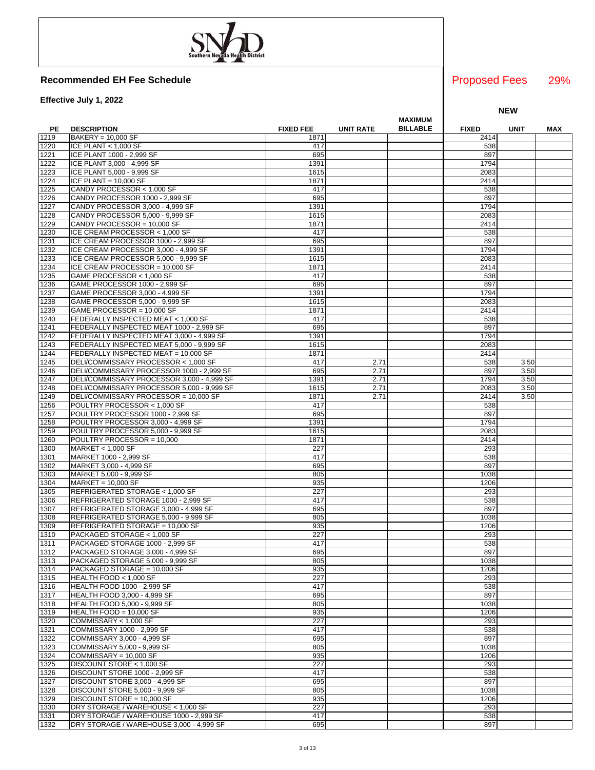## Recommended EH Fee Schedule

**Effective July 1, 2022**

Proposed Fees 29%

| PE | DESCRIPTION | FIXED FEE | UNIT RATE | MAXIMUM BILLABLE | NEW FIXED | NEW UNIT | NEW MAX |
|---|---|---|---|---|---|---|---|
| 1219 | BAKERY = 10,000 SF | 1871 | | | 2414 | | |
| 1220 | ICE PLANT < 1,000 SF | 417 | | | 538 | | |
| 1221 | ICE PLANT 1000 - 2,999 SF | 695 | | | 897 | | |
| 1222 | ICE PLANT 3,000 - 4,999 SF | 1391 | | | 1794 | | |
| 1223 | ICE PLANT 5,000 - 9,999 SF | 1615 | | | 2083 | | |
| 1224 | ICE PLANT = 10,000 SF | 1871 | | | 2414 | | |
| 1225 | CANDY PROCESSOR < 1,000 SF | 417 | | | 538 | | |
| 1226 | CANDY PROCESSOR 1000 - 2,999 SF | 695 | | | 897 | | |
| 1227 | CANDY PROCESSOR 3,000 - 4,999 SF | 1391 | | | 1794 | | |
| 1228 | CANDY PROCESSOR 5,000 - 9,999 SF | 1615 | | | 2083 | | |
| 1229 | CANDY PROCESSOR = 10,000 SF | 1871 | | | 2414 | | |
| 1230 | ICE CREAM PROCESSOR < 1,000 SF | 417 | | | 538 | | |
| 1231 | ICE CREAM PROCESSOR 1000 - 2,999 SF | 695 | | | 897 | | |
| 1232 | ICE CREAM PROCESSOR 3,000 - 4,999 SF | 1391 | | | 1794 | | |
| 1233 | ICE CREAM PROCESSOR 5,000 - 9,999 SF | 1615 | | | 2083 | | |
| 1234 | ICE CREAM PROCESSOR = 10,000 SF | 1871 | | | 2414 | | |
| 1235 | GAME PROCESSOR < 1,000 SF | 417 | | | 538 | | |
| 1236 | GAME PROCESSOR 1000 - 2,999 SF | 695 | | | 897 | | |
| 1237 | GAME PROCESSOR 3,000 - 4,999 SF | 1391 | | | 1794 | | |
| 1238 | GAME PROCESSOR 5,000 - 9,999 SF | 1615 | | | 2083 | | |
| 1239 | GAME PROCESSOR = 10,000 SF | 1871 | | | 2414 | | |
| 1240 | FEDERALLY INSPECTED MEAT < 1,000 SF | 417 | | | 538 | | |
| 1241 | FEDERALLY INSPECTED MEAT 1000 - 2,999 SF | 695 | | | 897 | | |
| 1242 | FEDERALLY INSPECTED MEAT 3,000 - 4,999 SF | 1391 | | | 1794 | | |
| 1243 | FEDERALLY INSPECTED MEAT 5,000 - 9,999 SF | 1615 | | | 2083 | | |
| 1244 | FEDERALLY INSPECTED MEAT = 10,000 SF | 1871 | | | 2414 | | |
| 1245 | DELI/COMMISSARY PROCESSOR < 1,000 SF | 417 | 2.71 | | 538 | 3.50 | |
| 1246 | DELI/COMMISSARY PROCESSOR 1000 - 2,999 SF | 695 | 2.71 | | 897 | 3.50 | |
| 1247 | DELI/COMMISSARY PROCESSOR 3,000 - 4,999 SF | 1391 | 2.71 | | 1794 | 3.50 | |
| 1248 | DELI/COMMISSARY PROCESSOR 5,000 - 9,999 SF | 1615 | 2.71 | | 2083 | 3.50 | |
| 1249 | DELI/COMMISSARY PROCESSOR = 10,000 SF | 1871 | 2.71 | | 2414 | 3.50 | |
| 1256 | POULTRY PROCESSOR < 1,000 SF | 417 | | | 538 | | |
| 1257 | POULTRY PROCESSOR 1000 - 2,999 SF | 695 | | | 897 | | |
| 1258 | POULTRY PROCESSOR 3,000 - 4,999 SF | 1391 | | | 1794 | | |
| 1259 | POULTRY PROCESSOR 5,000 - 9,999 SF | 1615 | | | 2083 | | |
| 1260 | POULTRY PROCESSOR = 10,000 | 1871 | | | 2414 | | |
| 1300 | MARKET < 1,000 SF | 227 | | | 293 | | |
| 1301 | MARKET 1000 - 2,999 SF | 417 | | | 538 | | |
| 1302 | MARKET 3,000 - 4,999 SF | 695 | | | 897 | | |
| 1303 | MARKET 5,000 - 9,999 SF | 805 | | | 1038 | | |
| 1304 | MARKET = 10,000 SF | 935 | | | 1206 | | |
| 1305 | REFRIGERATED STORAGE < 1,000 SF | 227 | | | 293 | | |
| 1306 | REFRIGERATED STORAGE 1000 - 2,999 SF | 417 | | | 538 | | |
| 1307 | REFRIGERATED STORAGE 3,000 - 4,999 SF | 695 | | | 897 | | |
| 1308 | REFRIGERATED STORAGE 5,000 - 9,999 SF | 805 | | | 1038 | | |
| 1309 | REFRIGERATED STORAGE = 10,000 SF | 935 | | | 1206 | | |
| 1310 | PACKAGED STORAGE < 1,000 SF | 227 | | | 293 | | |
| 1311 | PACKAGED STORAGE 1000 - 2,999 SF | 417 | | | 538 | | |
| 1312 | PACKAGED STORAGE 3,000 - 4,999 SF | 695 | | | 897 | | |
| 1313 | PACKAGED STORAGE 5,000 - 9,999 SF | 805 | | | 1038 | | |
| 1314 | PACKAGED STORAGE = 10,000 SF | 935 | | | 1206 | | |
| 1315 | HEALTH FOOD < 1,000 SF | 227 | | | 293 | | |
| 1316 | HEALTH FOOD 1000 - 2,999 SF | 417 | | | 538 | | |
| 1317 | HEALTH FOOD 3,000 - 4,999 SF | 695 | | | 897 | | |
| 1318 | HEALTH FOOD 5,000 - 9,999 SF | 805 | | | 1038 | | |
| 1319 | HEALTH FOOD = 10,000 SF | 935 | | | 1206 | | |
| 1320 | COMMISSARY < 1,000 SF | 227 | | | 293 | | |
| 1321 | COMMISSARY 1000 - 2,999 SF | 417 | | | 538 | | |
| 1322 | COMMISSARY 3,000 - 4,999 SF | 695 | | | 897 | | |
| 1323 | COMMISSARY 5,000 - 9,999 SF | 805 | | | 1038 | | |
| 1324 | COMMISSARY = 10,000 SF | 935 | | | 1206 | | |
| 1325 | DISCOUNT STORE < 1,000 SF | 227 | | | 293 | | |
| 1326 | DISCOUNT STORE 1000 - 2,999 SF | 417 | | | 538 | | |
| 1327 | DISCOUNT STORE 3,000 - 4,999 SF | 695 | | | 897 | | |
| 1328 | DISCOUNT STORE 5,000 - 9,999 SF | 805 | | | 1038 | | |
| 1329 | DISCOUNT STORE = 10,000 SF | 935 | | | 1206 | | |
| 1330 | DRY STORAGE / WAREHOUSE < 1,000 SF | 227 | | | 293 | | |
| 1331 | DRY STORAGE / WAREHOUSE 1000 - 2,999 SF | 417 | | | 538 | | |
| 1332 | DRY STORAGE / WAREHOUSE 3,000 - 4,999 SF | 695 | | | 897 | | |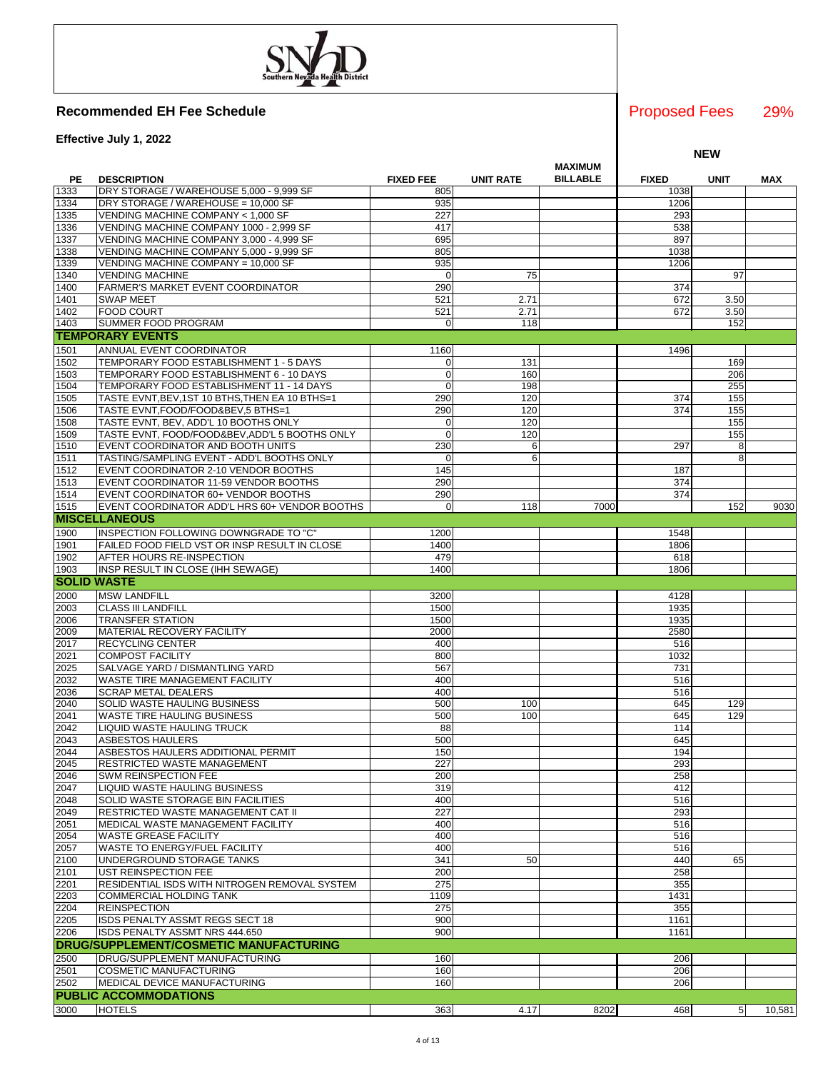Southern Nevada Health District

**Recommended EH Fee Schedule**

**Effective July 1, 2022**

Proposed Fees 29%

| PE | DESCRIPTION | FIXED FEE | UNIT RATE | MAXIMUM BILLABLE | NEW FIXED | NEW UNIT | NEW MAX |
|---|---|---|---|---|---|---|---|
| 1333 | DRY STORAGE / WAREHOUSE 5,000 - 9,999 SF | 805 | | | 1038 | | |
| 1334 | DRY STORAGE / WAREHOUSE = 10,000 SF | 935 | | | 1206 | | |
| 1335 | VENDING MACHINE COMPANY < 1,000 SF | 227 | | | 293 | | |
| 1336 | VENDING MACHINE COMPANY 1000 - 2,999 SF | 417 | | | 538 | | |
| 1337 | VENDING MACHINE COMPANY 3,000 - 4,999 SF | 695 | | | 897 | | |
| 1338 | VENDING MACHINE COMPANY 5,000 - 9,999 SF | 805 | | | 1038 | | |
| 1339 | VENDING MACHINE COMPANY = 10,000 SF | 935 | | | 1206 | | |
| 1340 | VENDING MACHINE | 0 | 75 | | | 97 | |
| 1400 | FARMER'S MARKET EVENT COORDINATOR | 290 | | | 374 | | |
| 1401 | SWAP MEET | 521 | 2.71 | | 672 | 3.50 | |
| 1402 | FOOD COURT | 521 | 2.71 | | 672 | 3.50 | |
| 1403 | SUMMER FOOD PROGRAM | 0 | 118 | | | 152 | |
| **TEMPORARY EVENTS** | | | | | | | |
| 1501 | ANNUAL EVENT COORDINATOR | 1160 | | | 1496 | | |
| 1502 | TEMPORARY FOOD ESTABLISHMENT 1 - 5 DAYS | 0 | 131 | | | 169 | |
| 1503 | TEMPORARY FOOD ESTABLISHMENT 6 - 10 DAYS | 0 | 160 | | | 206 | |
| 1504 | TEMPORARY FOOD ESTABLISHMENT 11 - 14 DAYS | 0 | 198 | | | 255 | |
| 1505 | TASTE EVNT,BEV,1ST 10 BTHS,THEN EA 10 BTHS=1 | 290 | 120 | | 374 | 155 | |
| 1506 | TASTE EVNT,FOOD/FOOD&BEV,5 BTHS=1 | 290 | 120 | | 374 | 155 | |
| 1508 | TASTE EVNT, BEV, ADD'L 10 BOOTHS ONLY | 0 | 120 | | | 155 | |
| 1509 | TASTE EVNT, FOOD/FOOD&BEV,ADD'L 5 BOOTHS ONLY | 0 | 120 | | | 155 | |
| 1510 | EVENT COORDINATOR AND BOOTH UNITS | 230 | 6 | | 297 | 8 | |
| 1511 | TASTING/SAMPLING EVENT - ADD'L BOOTHS ONLY | 0 | 6 | | | 8 | |
| 1512 | EVENT COORDINATOR 2-10 VENDOR BOOTHS | 145 | | | 187 | | |
| 1513 | EVENT COORDINATOR 11-59 VENDOR BOOTHS | 290 | | | 374 | | |
| 1514 | EVENT COORDINATOR 60+ VENDOR BOOTHS | 290 | | | 374 | | |
| 1515 | EVENT COORDINATOR ADD'L HRS 60+ VENDOR BOOTHS | 0 | 118 | 7000 | | 152 | 9030 |
| **MISCELLANEOUS** | | | | | | | |
| 1900 | INSPECTION FOLLOWING DOWNGRADE TO "C" | 1200 | | | 1548 | | |
| 1901 | FAILED FOOD FIELD VST OR INSP RESULT IN CLOSE | 1400 | | | 1806 | | |
| 1902 | AFTER HOURS RE-INSPECTION | 479 | | | 618 | | |
| 1903 | INSP RESULT IN CLOSE (IHH SEWAGE) | 1400 | | | 1806 | | |
| **SOLID WASTE** | | | | | | | |
| 2000 | MSW LANDFILL | 3200 | | | 4128 | | |
| 2003 | CLASS III LANDFILL | 1500 | | | 1935 | | |
| 2006 | TRANSFER STATION | 1500 | | | 1935 | | |
| 2009 | MATERIAL RECOVERY FACILITY | 2000 | | | 2580 | | |
| 2017 | RECYCLING CENTER | 400 | | | 516 | | |
| 2021 | COMPOST FACILITY | 800 | | | 1032 | | |
| 2025 | SALVAGE YARD / DISMANTLING YARD | 567 | | | 731 | | |
| 2032 | WASTE TIRE MANAGEMENT FACILITY | 400 | | | 516 | | |
| 2036 | SCRAP METAL DEALERS | 400 | | | 516 | | |
| 2040 | SOLID WASTE HAULING BUSINESS | 500 | 100 | | 645 | 129 | |
| 2041 | WASTE TIRE HAULING BUSINESS | 500 | 100 | | 645 | 129 | |
| 2042 | LIQUID WASTE HAULING TRUCK | 88 | | | 114 | | |
| 2043 | ASBESTOS HAULERS | 500 | | | 645 | | |
| 2044 | ASBESTOS HAULERS ADDITIONAL PERMIT | 150 | | | 194 | | |
| 2045 | RESTRICTED WASTE MANAGEMENT | 227 | | | 293 | | |
| 2046 | SWM REINSPECTION FEE | 200 | | | 258 | | |
| 2047 | LIQUID WASTE HAULING BUSINESS | 319 | | | 412 | | |
| 2048 | SOLID WASTE STORAGE BIN FACILITIES | 400 | | | 516 | | |
| 2049 | RESTRICTED WASTE MANAGEMENT CAT II | 227 | | | 293 | | |
| 2051 | MEDICAL WASTE MANAGEMENT FACILITY | 400 | | | 516 | | |
| 2054 | WASTE GREASE FACILITY | 400 | | | 516 | | |
| 2057 | WASTE TO ENERGY/FUEL FACILITY | 400 | | | 516 | | |
| 2100 | UNDERGROUND STORAGE TANKS | 341 | 50 | | 440 | 65 | |
| 2101 | UST REINSPECTION FEE | 200 | | | 258 | | |
| 2201 | RESIDENTIAL ISDS WITH NITROGEN REMOVAL SYSTEM | 275 | | | 355 | | |
| 2203 | COMMERCIAL HOLDING TANK | 1109 | | | 1431 | | |
| 2204 | REINSPECTION | 275 | | | 355 | | |
| 2205 | ISDS PENALTY ASSMT REGS SECT 18 | 900 | | | 1161 | | |
| 2206 | ISDS PENALTY ASSMT NRS 444.650 | 900 | | | 1161 | | |
| **DRUG/SUPPLEMENT/COSMETIC MANUFACTURING** | | | | | | | |
| 2500 | DRUG/SUPPLEMENT MANUFACTURING | 160 | | | 206 | | |
| 2501 | COSMETIC MANUFACTURING | 160 | | | 206 | | |
| 2502 | MEDICAL DEVICE MANUFACTURING | 160 | | | 206 | | |
| **PUBLIC ACCOMMODATIONS** | | | | | | | |
| 3000 | HOTELS | 363 | 4.17 | 8202 | 468 | 5 | 10,581 |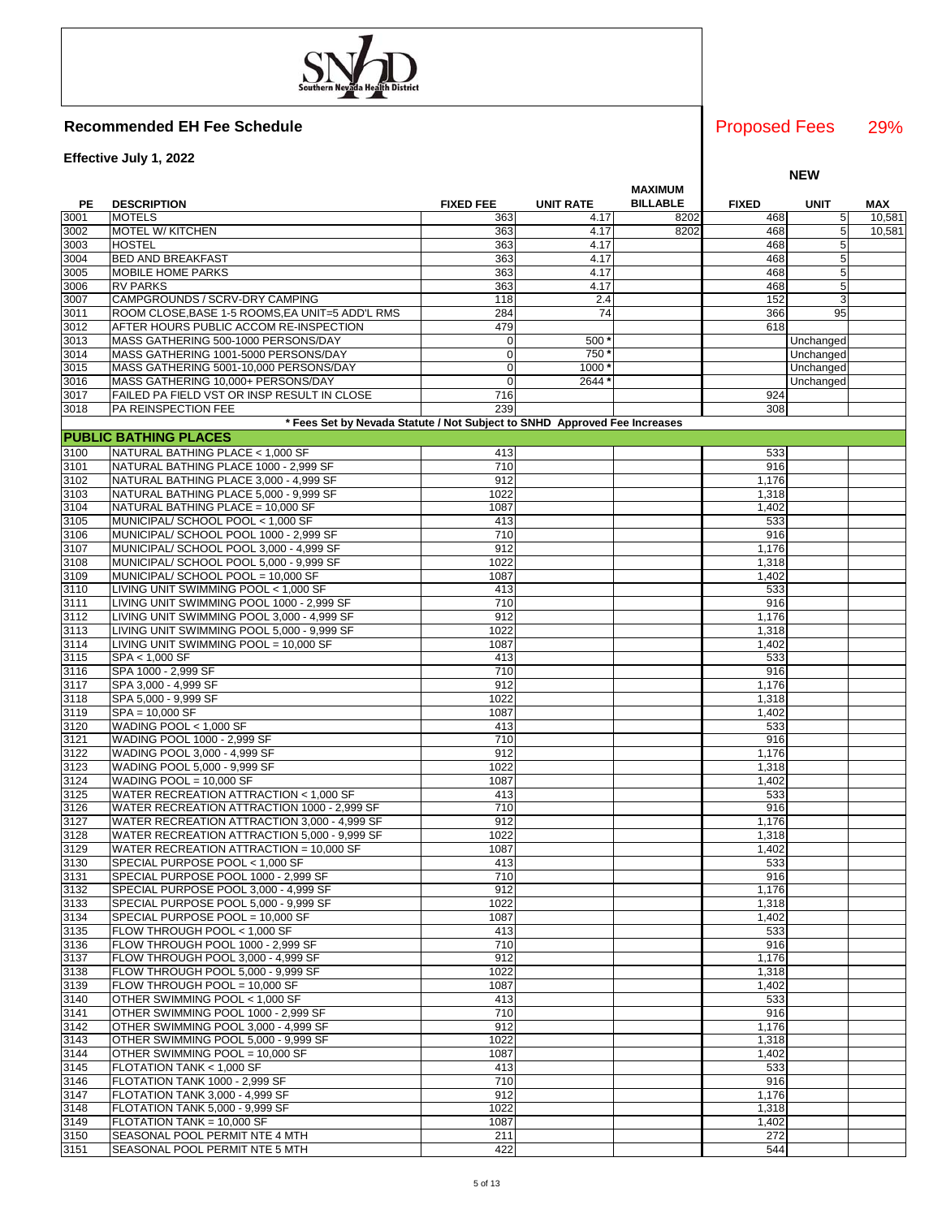## Recommended EH Fee Schedule

**Effective July 1, 2022**

Proposed Fees 29%

| PE | DESCRIPTION | FIXED FEE | UNIT RATE | MAXIMUM BILLABLE | NEW FIXED | NEW UNIT | NEW MAX |
|---|---|---|---|---|---|---|---|
| 3001 | MOTELS | 363 | 4.17 | 8202 | 468 | 5 | 10,581 |
| 3002 | MOTEL W/ KITCHEN | 363 | 4.17 | 8202 | 468 | 5 | 10,581 |
| 3003 | HOSTEL | 363 | 4.17 | | 468 | 5 | |
| 3004 | BED AND BREAKFAST | 363 | 4.17 | | 468 | 5 | |
| 3005 | MOBILE HOME PARKS | 363 | 4.17 | | 468 | 5 | |
| 3006 | RV PARKS | 363 | 4.17 | | 468 | 5 | |
| 3007 | CAMPGROUNDS / SCRV-DRY CAMPING | 118 | 2.4 | | 152 | 3 | |
| 3011 | ROOM CLOSE,BASE 1-5 ROOMS,EA UNIT=5 ADD'L RMS | 284 | 74 | | 366 | 95 | |
| 3012 | AFTER HOURS PUBLIC ACCOM RE-INSPECTION | 479 | | | 618 | | |
| 3013 | MASS GATHERING 500-1000 PERSONS/DAY | 0 | 500 * | | | Unchanged | |
| 3014 | MASS GATHERING 1001-5000 PERSONS/DAY | 0 | 750 * | | | Unchanged | |
| 3015 | MASS GATHERING 5001-10,000 PERSONS/DAY | 0 | 1000 * | | | Unchanged | |
| 3016 | MASS GATHERING 10,000+ PERSONS/DAY | 0 | 2644 * | | | Unchanged | |
| 3017 | FAILED PA FIELD VST OR INSP RESULT IN CLOSE | 716 | | | 924 | | |
| 3018 | PA REINSPECTION FEE | 239 | | | 308 | | |
| | * Fees Set by Nevada Statute / Not Subject to SNHD Approved Fee Increases | | | | | | |
| | **PUBLIC BATHING PLACES** | | | | | | |
| 3100 | NATURAL BATHING PLACE < 1,000 SF | 413 | | | 533 | | |
| 3101 | NATURAL BATHING PLACE 1000 - 2,999 SF | 710 | | | 916 | | |
| 3102 | NATURAL BATHING PLACE 3,000 - 4,999 SF | 912 | | | 1,176 | | |
| 3103 | NATURAL BATHING PLACE 5,000 - 9,999 SF | 1022 | | | 1,318 | | |
| 3104 | NATURAL BATHING PLACE = 10,000 SF | 1087 | | | 1,402 | | |
| 3105 | MUNICIPAL/ SCHOOL POOL < 1,000 SF | 413 | | | 533 | | |
| 3106 | MUNICIPAL/ SCHOOL POOL 1000 - 2,999 SF | 710 | | | 916 | | |
| 3107 | MUNICIPAL/ SCHOOL POOL 3,000 - 4,999 SF | 912 | | | 1,176 | | |
| 3108 | MUNICIPAL/ SCHOOL POOL 5,000 - 9,999 SF | 1022 | | | 1,318 | | |
| 3109 | MUNICIPAL/ SCHOOL POOL = 10,000 SF | 1087 | | | 1,402 | | |
| 3110 | LIVING UNIT SWIMMING POOL < 1,000 SF | 413 | | | 533 | | |
| 3111 | LIVING UNIT SWIMMING POOL 1000 - 2,999 SF | 710 | | | 916 | | |
| 3112 | LIVING UNIT SWIMMING POOL 3,000 - 4,999 SF | 912 | | | 1,176 | | |
| 3113 | LIVING UNIT SWIMMING POOL 5,000 - 9,999 SF | 1022 | | | 1,318 | | |
| 3114 | LIVING UNIT SWIMMING POOL = 10,000 SF | 1087 | | | 1,402 | | |
| 3115 | SPA < 1,000 SF | 413 | | | 533 | | |
| 3116 | SPA 1000 - 2,999 SF | 710 | | | 916 | | |
| 3117 | SPA 3,000 - 4,999 SF | 912 | | | 1,176 | | |
| 3118 | SPA 5,000 - 9,999 SF | 1022 | | | 1,318 | | |
| 3119 | SPA = 10,000 SF | 1087 | | | 1,402 | | |
| 3120 | WADING POOL < 1,000 SF | 413 | | | 533 | | |
| 3121 | WADING POOL 1000 - 2,999 SF | 710 | | | 916 | | |
| 3122 | WADING POOL 3,000 - 4,999 SF | 912 | | | 1,176 | | |
| 3123 | WADING POOL 5,000 - 9,999 SF | 1022 | | | 1,318 | | |
| 3124 | WADING POOL = 10,000 SF | 1087 | | | 1,402 | | |
| 3125 | WATER RECREATION ATTRACTION < 1,000 SF | 413 | | | 533 | | |
| 3126 | WATER RECREATION ATTRACTION 1000 - 2,999 SF | 710 | | | 916 | | |
| 3127 | WATER RECREATION ATTRACTION 3,000 - 4,999 SF | 912 | | | 1,176 | | |
| 3128 | WATER RECREATION ATTRACTION 5,000 - 9,999 SF | 1022 | | | 1,318 | | |
| 3129 | WATER RECREATION ATTRACTION = 10,000 SF | 1087 | | | 1,402 | | |
| 3130 | SPECIAL PURPOSE POOL < 1,000 SF | 413 | | | 533 | | |
| 3131 | SPECIAL PURPOSE POOL 1000 - 2,999 SF | 710 | | | 916 | | |
| 3132 | SPECIAL PURPOSE POOL 3,000 - 4,999 SF | 912 | | | 1,176 | | |
| 3133 | SPECIAL PURPOSE POOL 5,000 - 9,999 SF | 1022 | | | 1,318 | | |
| 3134 | SPECIAL PURPOSE POOL = 10,000 SF | 1087 | | | 1,402 | | |
| 3135 | FLOW THROUGH POOL < 1,000 SF | 413 | | | 533 | | |
| 3136 | FLOW THROUGH POOL 1000 - 2,999 SF | 710 | | | 916 | | |
| 3137 | FLOW THROUGH POOL 3,000 - 4,999 SF | 912 | | | 1,176 | | |
| 3138 | FLOW THROUGH POOL 5,000 - 9,999 SF | 1022 | | | 1,318 | | |
| 3139 | FLOW THROUGH POOL = 10,000 SF | 1087 | | | 1,402 | | |
| 3140 | OTHER SWIMMING POOL < 1,000 SF | 413 | | | 533 | | |
| 3141 | OTHER SWIMMING POOL 1000 - 2,999 SF | 710 | | | 916 | | |
| 3142 | OTHER SWIMMING POOL 3,000 - 4,999 SF | 912 | | | 1,176 | | |
| 3143 | OTHER SWIMMING POOL 5,000 - 9,999 SF | 1022 | | | 1,318 | | |
| 3144 | OTHER SWIMMING POOL = 10,000 SF | 1087 | | | 1,402 | | |
| 3145 | FLOTATION TANK < 1,000 SF | 413 | | | 533 | | |
| 3146 | FLOTATION TANK 1000 - 2,999 SF | 710 | | | 916 | | |
| 3147 | FLOTATION TANK 3,000 - 4,999 SF | 912 | | | 1,176 | | |
| 3148 | FLOTATION TANK 5,000 - 9,999 SF | 1022 | | | 1,318 | | |
| 3149 | FLOTATION TANK = 10,000 SF | 1087 | | | 1,402 | | |
| 3150 | SEASONAL POOL PERMIT NTE 4 MTH | 211 | | | 272 | | |
| 3151 | SEASONAL POOL PERMIT NTE 5 MTH | 422 | | | 544 | | |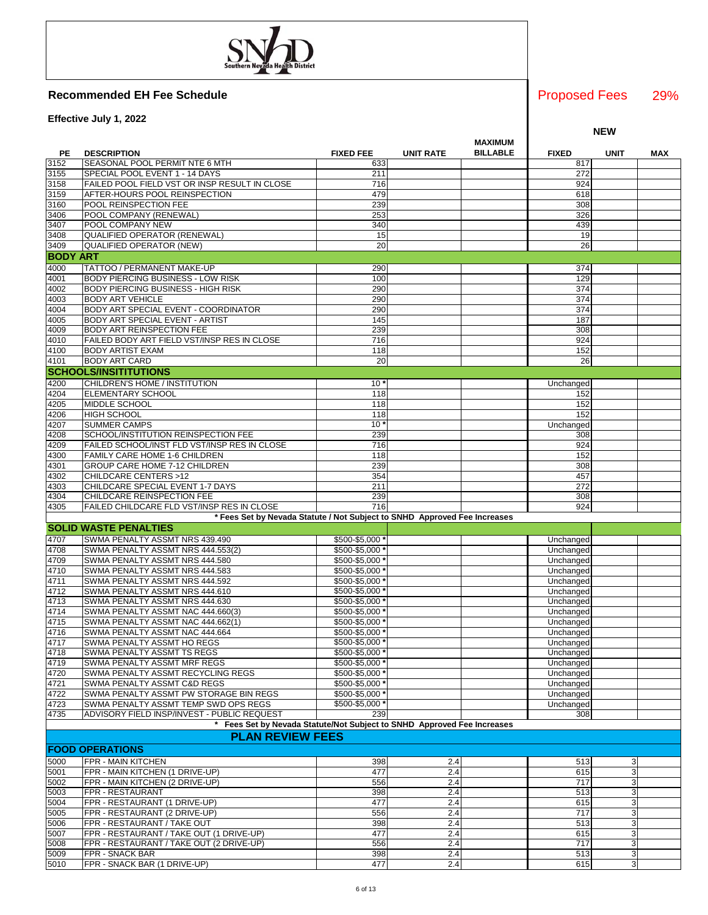## Recommended EH Fee Schedule

**Effective July 1, 2022**

Proposed Fees 29%

| PE | DESCRIPTION | FIXED FEE | UNIT RATE | MAXIMUM BILLABLE | NEW FIXED | NEW UNIT | NEW MAX |
|---|---|---|---|---|---|---|---|
| 3152 | SEASONAL POOL PERMIT NTE 6 MTH | 633 | | | 817 | | |
| 3155 | SPECIAL POOL EVENT 1 - 14 DAYS | 211 | | | 272 | | |
| 3158 | FAILED POOL FIELD VST OR INSP RESULT IN CLOSE | 716 | | | 924 | | |
| 3159 | AFTER-HOURS POOL REINSPECTION | 479 | | | 618 | | |
| 3160 | POOL REINSPECTION FEE | 239 | | | 308 | | |
| 3406 | POOL COMPANY (RENEWAL) | 253 | | | 326 | | |
| 3407 | POOL COMPANY NEW | 340 | | | 439 | | |
| 3408 | QUALIFIED OPERATOR (RENEWAL) | 15 | | | 19 | | |
| 3409 | QUALIFIED OPERATOR (NEW) | 20 | | | 26 | | |
| **BODY ART** | | | | | | | |
| 4000 | TATTOO / PERMANENT MAKE-UP | 290 | | | 374 | | |
| 4001 | BODY PIERCING BUSINESS - LOW RISK | 100 | | | 129 | | |
| 4002 | BODY PIERCING BUSINESS - HIGH RISK | 290 | | | 374 | | |
| 4003 | BODY ART VEHICLE | 290 | | | 374 | | |
| 4004 | BODY ART SPECIAL EVENT - COORDINATOR | 290 | | | 374 | | |
| 4005 | BODY ART SPECIAL EVENT - ARTIST | 145 | | | 187 | | |
| 4009 | BODY ART REINSPECTION FEE | 239 | | | 308 | | |
| 4010 | FAILED BODY ART FIELD VST/INSP RES IN CLOSE | 716 | | | 924 | | |
| 4100 | BODY ARTIST EXAM | 118 | | | 152 | | |
| 4101 | BODY ART CARD | 20 | | | 26 | | |
| **SCHOOLS/INSITITUTIONS** | | | | | | | |
| 4200 | CHILDREN'S HOME / INSTITUTION | 10 * | | | Unchanged | | |
| 4204 | ELEMENTARY SCHOOL | 118 | | | 152 | | |
| 4205 | MIDDLE SCHOOL | 118 | | | 152 | | |
| 4206 | HIGH SCHOOL | 118 | | | 152 | | |
| 4207 | SUMMER CAMPS | 10 * | | | Unchanged | | |
| 4208 | SCHOOL/INSTITUTION REINSPECTION FEE | 239 | | | 308 | | |
| 4209 | FAILED SCHOOL/INST FLD VST/INSP RES IN CLOSE | 716 | | | 924 | | |
| 4300 | FAMILY CARE HOME 1-6 CHILDREN | 118 | | | 152 | | |
| 4301 | GROUP CARE HOME 7-12 CHILDREN | 239 | | | 308 | | |
| 4302 | CHILDCARE CENTERS >12 | 354 | | | 457 | | |
| 4303 | CHILDCARE SPECIAL EVENT 1-7 DAYS | 211 | | | 272 | | |
| 4304 | CHILDCARE REINSPECTION FEE | 239 | | | 308 | | |
| 4305 | FAILED CHILDCARE FLD VST/INSP RES IN CLOSE | 716 | | | 924 | | |
| | * Fees Set by Nevada Statute / Not Subject to SNHD Approved Fee Increases | | | | | | |
| **SOLID WASTE PENALTIES** | | | | | | | |
| 4707 | SWMA PENALTY ASSMT NRS 439.490 | $500-$5,000 * | | | Unchanged | | |
| 4708 | SWMA PENALTY ASSMT NRS 444.553(2) | $500-$5,000 * | | | Unchanged | | |
| 4709 | SWMA PENALTY ASSMT NRS 444.580 | $500-$5,000 * | | | Unchanged | | |
| 4710 | SWMA PENALTY ASSMT NRS 444.583 | $500-$5,000 * | | | Unchanged | | |
| 4711 | SWMA PENALTY ASSMT NRS 444.592 | $500-$5,000 * | | | Unchanged | | |
| 4712 | SWMA PENALTY ASSMT NRS 444.610 | $500-$5,000 * | | | Unchanged | | |
| 4713 | SWMA PENALTY ASSMT NRS 444.630 | $500-$5,000 * | | | Unchanged | | |
| 4714 | SWMA PENALTY ASSMT NAC 444.660(3) | $500-$5,000 * | | | Unchanged | | |
| 4715 | SWMA PENALTY ASSMT NAC 444.662(1) | $500-$5,000 * | | | Unchanged | | |
| 4716 | SWMA PENALTY ASSMT NAC 444.664 | $500-$5,000 * | | | Unchanged | | |
| 4717 | SWMA PENALTY ASSMT HO REGS | $500-$5,000 * | | | Unchanged | | |
| 4718 | SWMA PENALTY ASSMT TS REGS | $500-$5,000 * | | | Unchanged | | |
| 4719 | SWMA PENALTY ASSMT MRF REGS | $500-$5,000 * | | | Unchanged | | |
| 4720 | SWMA PENALTY ASSMT RECYCLING REGS | $500-$5,000 * | | | Unchanged | | |
| 4721 | SWMA PENALTY ASSMT C&D REGS | $500-$5,000 * | | | Unchanged | | |
| 4722 | SWMA PENALTY ASSMT PW STORAGE BIN REGS | $500-$5,000 * | | | Unchanged | | |
| 4723 | SWMA PENALTY ASSMT TEMP SWD OPS REGS | $500-$5,000 * | | | Unchanged | | |
| 4735 | ADVISORY FIELD INSP/INVEST - PUBLIC REQUEST | 239 | | | 308 | | |
| | * Fees Set by Nevada Statute/Not Subject to SNHD Approved Fee Increases | | | | | | |
| **PLAN REVIEW FEES** | | | | | | | |
| **FOOD OPERATIONS** | | | | | | | |
| 5000 | FPR - MAIN KITCHEN | 398 | 2.4 | | 513 | 3 | |
| 5001 | FPR - MAIN KITCHEN (1 DRIVE-UP) | 477 | 2.4 | | 615 | 3 | |
| 5002 | FPR - MAIN KITCHEN (2 DRIVE-UP) | 556 | 2.4 | | 717 | 3 | |
| 5003 | FPR - RESTAURANT | 398 | 2.4 | | 513 | 3 | |
| 5004 | FPR - RESTAURANT (1 DRIVE-UP) | 477 | 2.4 | | 615 | 3 | |
| 5005 | FPR - RESTAURANT (2 DRIVE-UP) | 556 | 2.4 | | 717 | 3 | |
| 5006 | FPR - RESTAURANT / TAKE OUT | 398 | 2.4 | | 513 | 3 | |
| 5007 | FPR - RESTAURANT / TAKE OUT (1 DRIVE-UP) | 477 | 2.4 | | 615 | 3 | |
| 5008 | FPR - RESTAURANT / TAKE OUT (2 DRIVE-UP) | 556 | 2.4 | | 717 | 3 | |
| 5009 | FPR - SNACK BAR | 398 | 2.4 | | 513 | 3 | |
| 5010 | FPR - SNACK BAR (1 DRIVE-UP) | 477 | 2.4 | | 615 | 3 | |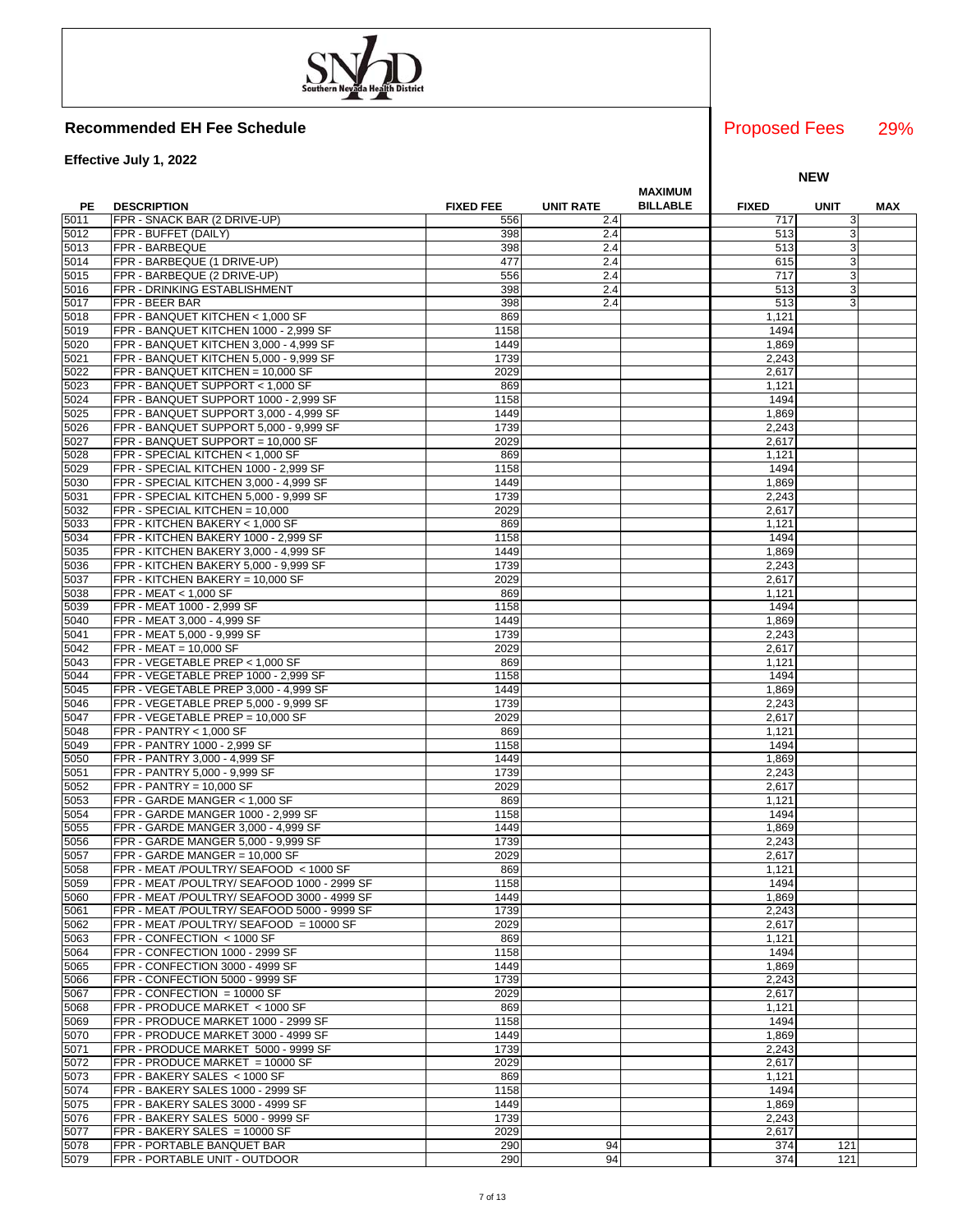## Recommended EH Fee Schedule

**Effective July 1, 2022**

Proposed Fees 29%

| PE | DESCRIPTION | FIXED FEE | UNIT RATE | MAXIMUM BILLABLE | NEW FIXED | NEW UNIT | NEW MAX |
|---|---|---|---|---|---|---|---|
| 5011 | FPR - SNACK BAR (2 DRIVE-UP) | 556 | 2.4 | | 717 | 3 | |
| 5012 | FPR - BUFFET (DAILY) | 398 | 2.4 | | 513 | 3 | |
| 5013 | FPR - BARBEQUE | 398 | 2.4 | | 513 | 3 | |
| 5014 | FPR - BARBEQUE (1 DRIVE-UP) | 477 | 2.4 | | 615 | 3 | |
| 5015 | FPR - BARBEQUE (2 DRIVE-UP) | 556 | 2.4 | | 717 | 3 | |
| 5016 | FPR - DRINKING ESTABLISHMENT | 398 | 2.4 | | 513 | 3 | |
| 5017 | FPR - BEER BAR | 398 | 2.4 | | 513 | 3 | |
| 5018 | FPR - BANQUET KITCHEN < 1,000 SF | 869 | | | 1,121 | | |
| 5019 | FPR - BANQUET KITCHEN 1000 - 2,999 SF | 1158 | | | 1494 | | |
| 5020 | FPR - BANQUET KITCHEN 3,000 - 4,999 SF | 1449 | | | 1,869 | | |
| 5021 | FPR - BANQUET KITCHEN 5,000 - 9,999 SF | 1739 | | | 2,243 | | |
| 5022 | FPR - BANQUET KITCHEN = 10,000 SF | 2029 | | | 2,617 | | |
| 5023 | FPR - BANQUET SUPPORT < 1,000 SF | 869 | | | 1,121 | | |
| 5024 | FPR - BANQUET SUPPORT 1000 - 2,999 SF | 1158 | | | 1494 | | |
| 5025 | FPR - BANQUET SUPPORT 3,000 - 4,999 SF | 1449 | | | 1,869 | | |
| 5026 | FPR - BANQUET SUPPORT 5,000 - 9,999 SF | 1739 | | | 2,243 | | |
| 5027 | FPR - BANQUET SUPPORT = 10,000 SF | 2029 | | | 2,617 | | |
| 5028 | FPR - SPECIAL KITCHEN < 1,000 SF | 869 | | | 1,121 | | |
| 5029 | FPR - SPECIAL KITCHEN 1000 - 2,999 SF | 1158 | | | 1494 | | |
| 5030 | FPR - SPECIAL KITCHEN 3,000 - 4,999 SF | 1449 | | | 1,869 | | |
| 5031 | FPR - SPECIAL KITCHEN 5,000 - 9,999 SF | 1739 | | | 2,243 | | |
| 5032 | FPR - SPECIAL KITCHEN = 10,000 | 2029 | | | 2,617 | | |
| 5033 | FPR - KITCHEN BAKERY < 1,000 SF | 869 | | | 1,121 | | |
| 5034 | FPR - KITCHEN BAKERY 1000 - 2,999 SF | 1158 | | | 1494 | | |
| 5035 | FPR - KITCHEN BAKERY 3,000 - 4,999 SF | 1449 | | | 1,869 | | |
| 5036 | FPR - KITCHEN BAKERY 5,000 - 9,999 SF | 1739 | | | 2,243 | | |
| 5037 | FPR - KITCHEN BAKERY = 10,000 SF | 2029 | | | 2,617 | | |
| 5038 | FPR - MEAT < 1,000 SF | 869 | | | 1,121 | | |
| 5039 | FPR - MEAT 1000 - 2,999 SF | 1158 | | | 1494 | | |
| 5040 | FPR - MEAT 3,000 - 4,999 SF | 1449 | | | 1,869 | | |
| 5041 | FPR - MEAT 5,000 - 9,999 SF | 1739 | | | 2,243 | | |
| 5042 | FPR - MEAT = 10,000 SF | 2029 | | | 2,617 | | |
| 5043 | FPR - VEGETABLE PREP < 1,000 SF | 869 | | | 1,121 | | |
| 5044 | FPR - VEGETABLE PREP 1000 - 2,999 SF | 1158 | | | 1494 | | |
| 5045 | FPR - VEGETABLE PREP 3,000 - 4,999 SF | 1449 | | | 1,869 | | |
| 5046 | FPR - VEGETABLE PREP 5,000 - 9,999 SF | 1739 | | | 2,243 | | |
| 5047 | FPR - VEGETABLE PREP = 10,000 SF | 2029 | | | 2,617 | | |
| 5048 | FPR - PANTRY < 1,000 SF | 869 | | | 1,121 | | |
| 5049 | FPR - PANTRY 1000 - 2,999 SF | 1158 | | | 1494 | | |
| 5050 | FPR - PANTRY 3,000 - 4,999 SF | 1449 | | | 1,869 | | |
| 5051 | FPR - PANTRY 5,000 - 9,999 SF | 1739 | | | 2,243 | | |
| 5052 | FPR - PANTRY = 10,000 SF | 2029 | | | 2,617 | | |
| 5053 | FPR - GARDE MANGER < 1,000 SF | 869 | | | 1,121 | | |
| 5054 | FPR - GARDE MANGER 1000 - 2,999 SF | 1158 | | | 1494 | | |
| 5055 | FPR - GARDE MANGER 3,000 - 4,999 SF | 1449 | | | 1,869 | | |
| 5056 | FPR - GARDE MANGER 5,000 - 9,999 SF | 1739 | | | 2,243 | | |
| 5057 | FPR - GARDE MANGER = 10,000 SF | 2029 | | | 2,617 | | |
| 5058 | FPR - MEAT /POULTRY/ SEAFOOD < 1000 SF | 869 | | | 1,121 | | |
| 5059 | FPR - MEAT /POULTRY/ SEAFOOD 1000 - 2999 SF | 1158 | | | 1494 | | |
| 5060 | FPR - MEAT /POULTRY/ SEAFOOD 3000 - 4999 SF | 1449 | | | 1,869 | | |
| 5061 | FPR - MEAT /POULTRY/ SEAFOOD 5000 - 9999 SF | 1739 | | | 2,243 | | |
| 5062 | FPR - MEAT /POULTRY/ SEAFOOD = 10000 SF | 2029 | | | 2,617 | | |
| 5063 | FPR - CONFECTION < 1000 SF | 869 | | | 1,121 | | |
| 5064 | FPR - CONFECTION 1000 - 2999 SF | 1158 | | | 1494 | | |
| 5065 | FPR - CONFECTION 3000 - 4999 SF | 1449 | | | 1,869 | | |
| 5066 | FPR - CONFECTION 5000 - 9999 SF | 1739 | | | 2,243 | | |
| 5067 | FPR - CONFECTION = 10000 SF | 2029 | | | 2,617 | | |
| 5068 | FPR - PRODUCE MARKET < 1000 SF | 869 | | | 1,121 | | |
| 5069 | FPR - PRODUCE MARKET 1000 - 2999 SF | 1158 | | | 1494 | | |
| 5070 | FPR - PRODUCE MARKET 3000 - 4999 SF | 1449 | | | 1,869 | | |
| 5071 | FPR - PRODUCE MARKET 5000 - 9999 SF | 1739 | | | 2,243 | | |
| 5072 | FPR - PRODUCE MARKET = 10000 SF | 2029 | | | 2,617 | | |
| 5073 | FPR - BAKERY SALES < 1000 SF | 869 | | | 1,121 | | |
| 5074 | FPR - BAKERY SALES 1000 - 2999 SF | 1158 | | | 1494 | | |
| 5075 | FPR - BAKERY SALES 3000 - 4999 SF | 1449 | | | 1,869 | | |
| 5076 | FPR - BAKERY SALES 5000 - 9999 SF | 1739 | | | 2,243 | | |
| 5077 | FPR - BAKERY SALES = 10000 SF | 2029 | | | 2,617 | | |
| 5078 | FPR - PORTABLE BANQUET BAR | 290 | 94 | | 374 | 121 | |
| 5079 | FPR - PORTABLE UNIT - OUTDOOR | 290 | 94 | | 374 | 121 | |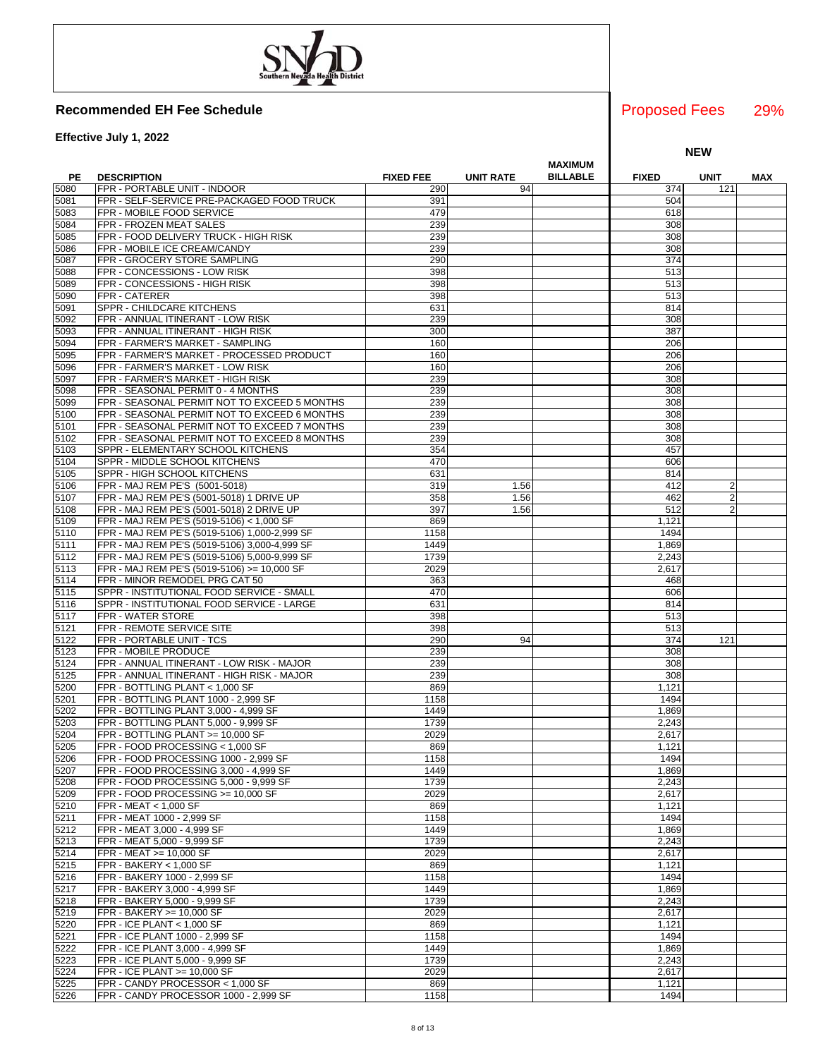**Recommended EH Fee Schedule**

**Effective July 1, 2022**

Proposed Fees 29%

| PE | DESCRIPTION | FIXED FEE | UNIT RATE | MAXIMUM BILLABLE | NEW FIXED | NEW UNIT | NEW MAX |
|---|---|---|---|---|---|---|---|
| 5080 | FPR - PORTABLE UNIT - INDOOR | 290 | 94 | | 374 | 121 | |
| 5081 | FPR - SELF-SERVICE PRE-PACKAGED FOOD TRUCK | 391 | | | 504 | | |
| 5083 | FPR - MOBILE FOOD SERVICE | 479 | | | 618 | | |
| 5084 | FPR - FROZEN MEAT SALES | 239 | | | 308 | | |
| 5085 | FPR - FOOD DELIVERY TRUCK - HIGH RISK | 239 | | | 308 | | |
| 5086 | FPR - MOBILE ICE CREAM/CANDY | 239 | | | 308 | | |
| 5087 | FPR - GROCERY STORE SAMPLING | 290 | | | 374 | | |
| 5088 | FPR - CONCESSIONS - LOW RISK | 398 | | | 513 | | |
| 5089 | FPR - CONCESSIONS - HIGH RISK | 398 | | | 513 | | |
| 5090 | FPR - CATERER | 398 | | | 513 | | |
| 5091 | SPPR - CHILDCARE KITCHENS | 631 | | | 814 | | |
| 5092 | FPR - ANNUAL ITINERANT - LOW RISK | 239 | | | 308 | | |
| 5093 | FPR - ANNUAL ITINERANT - HIGH RISK | 300 | | | 387 | | |
| 5094 | FPR - FARMER'S MARKET - SAMPLING | 160 | | | 206 | | |
| 5095 | FPR - FARMER'S MARKET - PROCESSED PRODUCT | 160 | | | 206 | | |
| 5096 | FPR - FARMER'S MARKET - LOW RISK | 160 | | | 206 | | |
| 5097 | FPR - FARMER'S MARKET - HIGH RISK | 239 | | | 308 | | |
| 5098 | FPR - SEASONAL PERMIT 0 - 4 MONTHS | 239 | | | 308 | | |
| 5099 | FPR - SEASONAL PERMIT NOT TO EXCEED 5 MONTHS | 239 | | | 308 | | |
| 5100 | FPR - SEASONAL PERMIT NOT TO EXCEED 6 MONTHS | 239 | | | 308 | | |
| 5101 | FPR - SEASONAL PERMIT NOT TO EXCEED 7 MONTHS | 239 | | | 308 | | |
| 5102 | FPR - SEASONAL PERMIT NOT TO EXCEED 8 MONTHS | 239 | | | 308 | | |
| 5103 | SPPR - ELEMENTARY SCHOOL KITCHENS | 354 | | | 457 | | |
| 5104 | SPPR - MIDDLE SCHOOL KITCHENS | 470 | | | 606 | | |
| 5105 | SPPR - HIGH SCHOOL KITCHENS | 631 | | | 814 | | |
| 5106 | FPR - MAJ REM PE'S (5001-5018) | 319 | 1.56 | | 412 | 2 | |
| 5107 | FPR - MAJ REM PE'S (5001-5018) 1 DRIVE UP | 358 | 1.56 | | 462 | 2 | |
| 5108 | FPR - MAJ REM PE'S (5001-5018) 2 DRIVE UP | 397 | 1.56 | | 512 | 2 | |
| 5109 | FPR - MAJ REM PE'S (5019-5106) < 1,000 SF | 869 | | | 1,121 | | |
| 5110 | FPR - MAJ REM PE'S (5019-5106) 1,000-2,999 SF | 1158 | | | 1494 | | |
| 5111 | FPR - MAJ REM PE'S (5019-5106) 3,000-4,999 SF | 1449 | | | 1,869 | | |
| 5112 | FPR - MAJ REM PE'S (5019-5106) 5,000-9,999 SF | 1739 | | | 2,243 | | |
| 5113 | FPR - MAJ REM PE'S (5019-5106) >= 10,000 SF | 2029 | | | 2,617 | | |
| 5114 | FPR - MINOR REMODEL PRG CAT 50 | 363 | | | 468 | | |
| 5115 | SPPR - INSTITUTIONAL FOOD SERVICE - SMALL | 470 | | | 606 | | |
| 5116 | SPPR - INSTITUTIONAL FOOD SERVICE - LARGE | 631 | | | 814 | | |
| 5117 | FPR - WATER STORE | 398 | | | 513 | | |
| 5121 | FPR - REMOTE SERVICE SITE | 398 | | | 513 | | |
| 5122 | FPR - PORTABLE UNIT - TCS | 290 | 94 | | 374 | 121 | |
| 5123 | FPR - MOBILE PRODUCE | 239 | | | 308 | | |
| 5124 | FPR - ANNUAL ITINERANT - LOW RISK - MAJOR | 239 | | | 308 | | |
| 5125 | FPR - ANNUAL ITINERANT - HIGH RISK - MAJOR | 239 | | | 308 | | |
| 5200 | FPR - BOTTLING PLANT < 1,000 SF | 869 | | | 1,121 | | |
| 5201 | FPR - BOTTLING PLANT 1000 - 2,999 SF | 1158 | | | 1494 | | |
| 5202 | FPR - BOTTLING PLANT 3,000 - 4,999 SF | 1449 | | | 1,869 | | |
| 5203 | FPR - BOTTLING PLANT 5,000 - 9,999 SF | 1739 | | | 2,243 | | |
| 5204 | FPR - BOTTLING PLANT >= 10,000 SF | 2029 | | | 2,617 | | |
| 5205 | FPR - FOOD PROCESSING < 1,000 SF | 869 | | | 1,121 | | |
| 5206 | FPR - FOOD PROCESSING 1000 - 2,999 SF | 1158 | | | 1494 | | |
| 5207 | FPR - FOOD PROCESSING 3,000 - 4,999 SF | 1449 | | | 1,869 | | |
| 5208 | FPR - FOOD PROCESSING 5,000 - 9,999 SF | 1739 | | | 2,243 | | |
| 5209 | FPR - FOOD PROCESSING >= 10,000 SF | 2029 | | | 2,617 | | |
| 5210 | FPR - MEAT < 1,000 SF | 869 | | | 1,121 | | |
| 5211 | FPR - MEAT 1000 - 2,999 SF | 1158 | | | 1494 | | |
| 5212 | FPR - MEAT 3,000 - 4,999 SF | 1449 | | | 1,869 | | |
| 5213 | FPR - MEAT 5,000 - 9,999 SF | 1739 | | | 2,243 | | |
| 5214 | FPR - MEAT >= 10,000 SF | 2029 | | | 2,617 | | |
| 5215 | FPR - BAKERY < 1,000 SF | 869 | | | 1,121 | | |
| 5216 | FPR - BAKERY 1000 - 2,999 SF | 1158 | | | 1494 | | |
| 5217 | FPR - BAKERY 3,000 - 4,999 SF | 1449 | | | 1,869 | | |
| 5218 | FPR - BAKERY 5,000 - 9,999 SF | 1739 | | | 2,243 | | |
| 5219 | FPR - BAKERY >= 10,000 SF | 2029 | | | 2,617 | | |
| 5220 | FPR - ICE PLANT < 1,000 SF | 869 | | | 1,121 | | |
| 5221 | FPR - ICE PLANT 1000 - 2,999 SF | 1158 | | | 1494 | | |
| 5222 | FPR - ICE PLANT 3,000 - 4,999 SF | 1449 | | | 1,869 | | |
| 5223 | FPR - ICE PLANT 5,000 - 9,999 SF | 1739 | | | 2,243 | | |
| 5224 | FPR - ICE PLANT >= 10,000 SF | 2029 | | | 2,617 | | |
| 5225 | FPR - CANDY PROCESSOR < 1,000 SF | 869 | | | 1,121 | | |
| 5226 | FPR - CANDY PROCESSOR 1000 - 2,999 SF | 1158 | | | 1494 | | |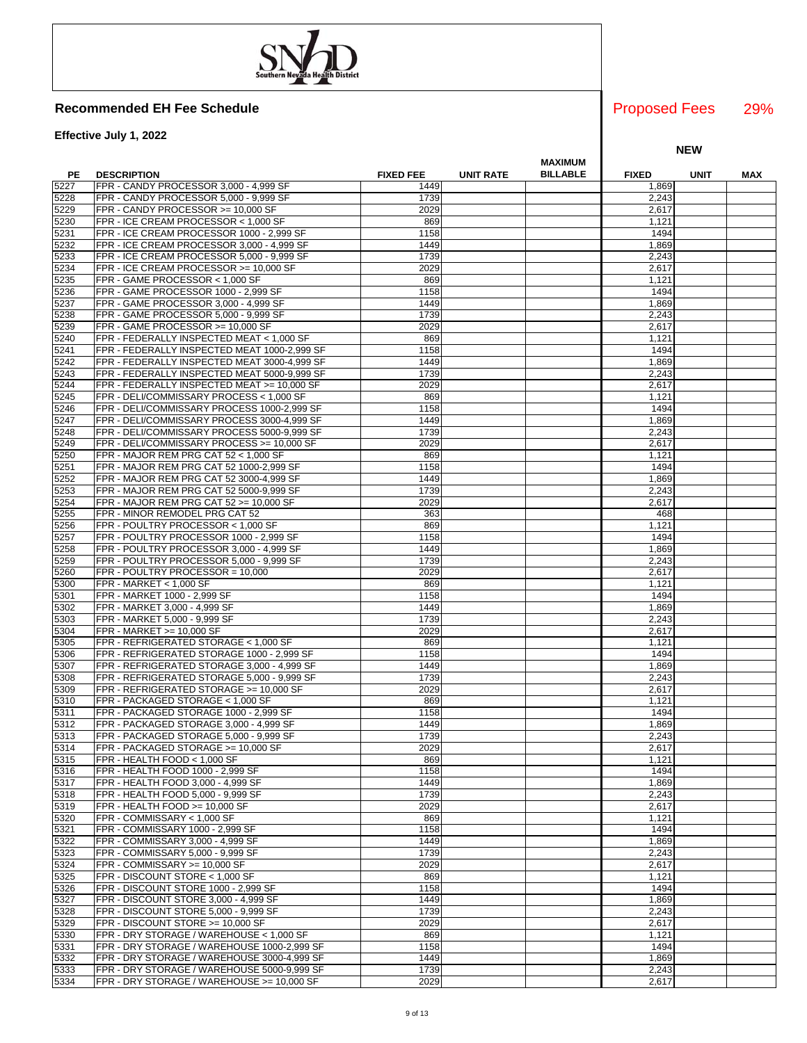Southern Nevada Health District

## Recommended EH Fee Schedule

Proposed Fees 29%

**Effective July 1, 2022**

| PE | DESCRIPTION | FIXED FEE | UNIT RATE | MAXIMUM BILLABLE | NEW FIXED | NEW UNIT | NEW MAX |
|---|---|---|---|---|---|---|---|
| 5227 | FPR - CANDY PROCESSOR 3,000 - 4,999 SF | 1449 | | | 1,869 | | |
| 5228 | FPR - CANDY PROCESSOR 5,000 - 9,999 SF | 1739 | | | 2,243 | | |
| 5229 | FPR - CANDY PROCESSOR >= 10,000 SF | 2029 | | | 2,617 | | |
| 5230 | FPR - ICE CREAM PROCESSOR < 1,000 SF | 869 | | | 1,121 | | |
| 5231 | FPR - ICE CREAM PROCESSOR 1000 - 2,999 SF | 1158 | | | 1494 | | |
| 5232 | FPR - ICE CREAM PROCESSOR 3,000 - 4,999 SF | 1449 | | | 1,869 | | |
| 5233 | FPR - ICE CREAM PROCESSOR 5,000 - 9,999 SF | 1739 | | | 2,243 | | |
| 5234 | FPR - ICE CREAM PROCESSOR >= 10,000 SF | 2029 | | | 2,617 | | |
| 5235 | FPR - GAME PROCESSOR < 1,000 SF | 869 | | | 1,121 | | |
| 5236 | FPR - GAME PROCESSOR 1000 - 2,999 SF | 1158 | | | 1494 | | |
| 5237 | FPR - GAME PROCESSOR 3,000 - 4,999 SF | 1449 | | | 1,869 | | |
| 5238 | FPR - GAME PROCESSOR 5,000 - 9,999 SF | 1739 | | | 2,243 | | |
| 5239 | FPR - GAME PROCESSOR >= 10,000 SF | 2029 | | | 2,617 | | |
| 5240 | FPR - FEDERALLY INSPECTED MEAT < 1,000 SF | 869 | | | 1,121 | | |
| 5241 | FPR - FEDERALLY INSPECTED MEAT 1000-2,999 SF | 1158 | | | 1494 | | |
| 5242 | FPR - FEDERALLY INSPECTED MEAT 3000-4,999 SF | 1449 | | | 1,869 | | |
| 5243 | FPR - FEDERALLY INSPECTED MEAT 5000-9,999 SF | 1739 | | | 2,243 | | |
| 5244 | FPR - FEDERALLY INSPECTED MEAT >= 10,000 SF | 2029 | | | 2,617 | | |
| 5245 | FPR - DELI/COMMISSARY PROCESS < 1,000 SF | 869 | | | 1,121 | | |
| 5246 | FPR - DELI/COMMISSARY PROCESS 1000-2,999 SF | 1158 | | | 1494 | | |
| 5247 | FPR - DELI/COMMISSARY PROCESS 3000-4,999 SF | 1449 | | | 1,869 | | |
| 5248 | FPR - DELI/COMMISSARY PROCESS 5000-9,999 SF | 1739 | | | 2,243 | | |
| 5249 | FPR - DELI/COMMISSARY PROCESS >= 10,000 SF | 2029 | | | 2,617 | | |
| 5250 | FPR - MAJOR REM PRG CAT 52 < 1,000 SF | 869 | | | 1,121 | | |
| 5251 | FPR - MAJOR REM PRG CAT 52 1000-2,999 SF | 1158 | | | 1494 | | |
| 5252 | FPR - MAJOR REM PRG CAT 52 3000-4,999 SF | 1449 | | | 1,869 | | |
| 5253 | FPR - MAJOR REM PRG CAT 52 5000-9,999 SF | 1739 | | | 2,243 | | |
| 5254 | FPR - MAJOR REM PRG CAT 52 >= 10,000 SF | 2029 | | | 2,617 | | |
| 5255 | FPR - MINOR REMODEL PRG CAT 52 | 363 | | | 468 | | |
| 5256 | FPR - POULTRY PROCESSOR < 1,000 SF | 869 | | | 1,121 | | |
| 5257 | FPR - POULTRY PROCESSOR 1000 - 2,999 SF | 1158 | | | 1494 | | |
| 5258 | FPR - POULTRY PROCESSOR 3,000 - 4,999 SF | 1449 | | | 1,869 | | |
| 5259 | FPR - POULTRY PROCESSOR 5,000 - 9,999 SF | 1739 | | | 2,243 | | |
| 5260 | FPR - POULTRY PROCESSOR = 10,000 | 2029 | | | 2,617 | | |
| 5300 | FPR - MARKET < 1,000 SF | 869 | | | 1,121 | | |
| 5301 | FPR - MARKET 1000 - 2,999 SF | 1158 | | | 1494 | | |
| 5302 | FPR - MARKET 3,000 - 4,999 SF | 1449 | | | 1,869 | | |
| 5303 | FPR - MARKET 5,000 - 9,999 SF | 1739 | | | 2,243 | | |
| 5304 | FPR - MARKET >= 10,000 SF | 2029 | | | 2,617 | | |
| 5305 | FPR - REFRIGERATED STORAGE < 1,000 SF | 869 | | | 1,121 | | |
| 5306 | FPR - REFRIGERATED STORAGE 1000 - 2,999 SF | 1158 | | | 1494 | | |
| 5307 | FPR - REFRIGERATED STORAGE 3,000 - 4,999 SF | 1449 | | | 1,869 | | |
| 5308 | FPR - REFRIGERATED STORAGE 5,000 - 9,999 SF | 1739 | | | 2,243 | | |
| 5309 | FPR - REFRIGERATED STORAGE >= 10,000 SF | 2029 | | | 2,617 | | |
| 5310 | FPR - PACKAGED STORAGE < 1,000 SF | 869 | | | 1,121 | | |
| 5311 | FPR - PACKAGED STORAGE 1000 - 2,999 SF | 1158 | | | 1494 | | |
| 5312 | FPR - PACKAGED STORAGE 3,000 - 4,999 SF | 1449 | | | 1,869 | | |
| 5313 | FPR - PACKAGED STORAGE 5,000 - 9,999 SF | 1739 | | | 2,243 | | |
| 5314 | FPR - PACKAGED STORAGE >= 10,000 SF | 2029 | | | 2,617 | | |
| 5315 | FPR - HEALTH FOOD < 1,000 SF | 869 | | | 1,121 | | |
| 5316 | FPR - HEALTH FOOD 1000 - 2,999 SF | 1158 | | | 1494 | | |
| 5317 | FPR - HEALTH FOOD 3,000 - 4,999 SF | 1449 | | | 1,869 | | |
| 5318 | FPR - HEALTH FOOD 5,000 - 9,999 SF | 1739 | | | 2,243 | | |
| 5319 | FPR - HEALTH FOOD >= 10,000 SF | 2029 | | | 2,617 | | |
| 5320 | FPR - COMMISSARY < 1,000 SF | 869 | | | 1,121 | | |
| 5321 | FPR - COMMISSARY 1000 - 2,999 SF | 1158 | | | 1494 | | |
| 5322 | FPR - COMMISSARY 3,000 - 4,999 SF | 1449 | | | 1,869 | | |
| 5323 | FPR - COMMISSARY 5,000 - 9,999 SF | 1739 | | | 2,243 | | |
| 5324 | FPR - COMMISSARY >= 10,000 SF | 2029 | | | 2,617 | | |
| 5325 | FPR - DISCOUNT STORE < 1,000 SF | 869 | | | 1,121 | | |
| 5326 | FPR - DISCOUNT STORE 1000 - 2,999 SF | 1158 | | | 1494 | | |
| 5327 | FPR - DISCOUNT STORE 3,000 - 4,999 SF | 1449 | | | 1,869 | | |
| 5328 | FPR - DISCOUNT STORE 5,000 - 9,999 SF | 1739 | | | 2,243 | | |
| 5329 | FPR - DISCOUNT STORE >= 10,000 SF | 2029 | | | 2,617 | | |
| 5330 | FPR - DRY STORAGE / WAREHOUSE < 1,000 SF | 869 | | | 1,121 | | |
| 5331 | FPR - DRY STORAGE / WAREHOUSE 1000-2,999 SF | 1158 | | | 1494 | | |
| 5332 | FPR - DRY STORAGE / WAREHOUSE 3000-4,999 SF | 1449 | | | 1,869 | | |
| 5333 | FPR - DRY STORAGE / WAREHOUSE 5000-9,999 SF | 1739 | | | 2,243 | | |
| 5334 | FPR - DRY STORAGE / WAREHOUSE >= 10,000 SF | 2029 | | | 2,617 | | |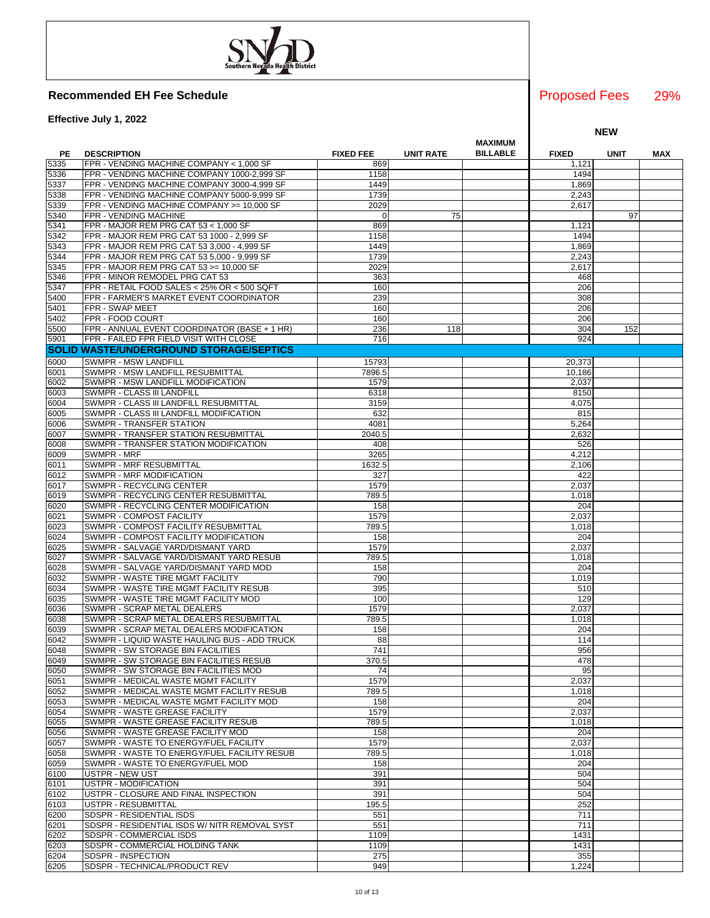Southern Nevada Health District

## Recommended EH Fee Schedule

**Effective July 1, 2022**

Proposed Fees 29%

| PE | DESCRIPTION | FIXED FEE | UNIT RATE | MAXIMUM BILLABLE | NEW FIXED | NEW UNIT | NEW MAX |
|---|---|---|---|---|---|---|---|
| 5335 | FPR - VENDING MACHINE COMPANY < 1,000 SF | 869 | | | 1,121 | | |
| 5336 | FPR - VENDING MACHINE COMPANY 1000-2,999 SF | 1158 | | | 1494 | | |
| 5337 | FPR - VENDING MACHINE COMPANY 3000-4,999 SF | 1449 | | | 1,869 | | |
| 5338 | FPR - VENDING MACHINE COMPANY 5000-9,999 SF | 1739 | | | 2,243 | | |
| 5339 | FPR - VENDING MACHINE COMPANY >= 10,000 SF | 2029 | | | 2,617 | | |
| 5340 | FPR - VENDING MACHINE | 0 | 75 | | | 97 | |
| 5341 | FPR - MAJOR REM PRG CAT 53 < 1,000 SF | 869 | | | 1,121 | | |
| 5342 | FPR - MAJOR REM PRG CAT 53 1000 - 2,999 SF | 1158 | | | 1494 | | |
| 5343 | FPR - MAJOR REM PRG CAT 53 3,000 - 4,999 SF | 1449 | | | 1,869 | | |
| 5344 | FPR - MAJOR REM PRG CAT 53 5,000 - 9,999 SF | 1739 | | | 2,243 | | |
| 5345 | FPR - MAJOR REM PRG CAT 53 >= 10,000 SF | 2029 | | | 2,617 | | |
| 5346 | FPR - MINOR REMODEL PRG CAT 53 | 363 | | | 468 | | |
| 5347 | FPR - RETAIL FOOD SALES < 25% OR < 500 SQFT | 160 | | | 206 | | |
| 5400 | FPR - FARMER'S MARKET EVENT COORDINATOR | 239 | | | 308 | | |
| 5401 | FPR - SWAP MEET | 160 | | | 206 | | |
| 5402 | FPR - FOOD COURT | 160 | | | 206 | | |
| 5500 | FPR - ANNUAL EVENT COORDINATOR (BASE + 1 HR) | 236 | 118 | | 304 | 152 | |
| 5901 | FPR - FAILED FPR FIELD VISIT WITH CLOSE | 716 | | | 924 | | |
| **SOLID WASTE/UNDERGROUND STORAGE/SEPTICS** | | | | | | | |
| 6000 | SWMPR - MSW LANDFILL | 15793 | | | 20,373 | | |
| 6001 | SWMPR - MSW LANDFILL RESUBMITTAL | 7896.5 | | | 10,186 | | |
| 6002 | SWMPR - MSW LANDFILL MODIFICATION | 1579 | | | 2,037 | | |
| 6003 | SWMPR - CLASS III LANDFILL | 6318 | | | 8150 | | |
| 6004 | SWMPR - CLASS III LANDFILL RESUBMITTAL | 3159 | | | 4,075 | | |
| 6005 | SWMPR - CLASS III LANDFILL MODIFICATION | 632 | | | 815 | | |
| 6006 | SWMPR - TRANSFER STATION | 4081 | | | 5,264 | | |
| 6007 | SWMPR - TRANSFER STATION RESUBMITTAL | 2040.5 | | | 2,632 | | |
| 6008 | SWMPR - TRANSFER STATION MODIFICATION | 408 | | | 526 | | |
| 6009 | SWMPR - MRF | 3265 | | | 4,212 | | |
| 6011 | SWMPR - MRF RESUBMITTAL | 1632.5 | | | 2,106 | | |
| 6012 | SWMPR - MRF MODIFICATION | 327 | | | 422 | | |
| 6017 | SWMPR - RECYCLING CENTER | 1579 | | | 2,037 | | |
| 6019 | SWMPR - RECYCLING CENTER RESUBMITTAL | 789.5 | | | 1,018 | | |
| 6020 | SWMPR - RECYCLING CENTER MODIFICATION | 158 | | | 204 | | |
| 6021 | SWMPR - COMPOST FACILITY | 1579 | | | 2,037 | | |
| 6023 | SWMPR - COMPOST FACILITY RESUBMITTAL | 789.5 | | | 1,018 | | |
| 6024 | SWMPR - COMPOST FACILITY MODIFICATION | 158 | | | 204 | | |
| 6025 | SWMPR - SALVAGE YARD/DISMANT YARD | 1579 | | | 2,037 | | |
| 6027 | SWMPR - SALVAGE YARD/DISMANT YARD RESUB | 789.5 | | | 1,018 | | |
| 6028 | SWMPR - SALVAGE YARD/DISMANT YARD MOD | 158 | | | 204 | | |
| 6032 | SWMPR - WASTE TIRE MGMT FACILITY | 790 | | | 1,019 | | |
| 6034 | SWMPR - WASTE TIRE MGMT FACILITY RESUB | 395 | | | 510 | | |
| 6035 | SWMPR - WASTE TIRE MGMT FACILITY MOD | 100 | | | 129 | | |
| 6036 | SWMPR - SCRAP METAL DEALERS | 1579 | | | 2,037 | | |
| 6038 | SWMPR - SCRAP METAL DEALERS RESUBMITTAL | 789.5 | | | 1,018 | | |
| 6039 | SWMPR - SCRAP METAL DEALERS MODIFICATION | 158 | | | 204 | | |
| 6042 | SWMPR - LIQUID WASTE HAULING BUS - ADD TRUCK | 88 | | | 114 | | |
| 6048 | SWMPR - SW STORAGE BIN FACILITIES | 741 | | | 956 | | |
| 6049 | SWMPR - SW STORAGE BIN FACILITIES RESUB | 370.5 | | | 478 | | |
| 6050 | SWMPR - SW STORAGE BIN FACILITIES MOD | 74 | | | 95 | | |
| 6051 | SWMPR - MEDICAL WASTE MGMT FACILITY | 1579 | | | 2,037 | | |
| 6052 | SWMPR - MEDICAL WASTE MGMT FACILITY RESUB | 789.5 | | | 1,018 | | |
| 6053 | SWMPR - MEDICAL WASTE MGMT FACILITY MOD | 158 | | | 204 | | |
| 6054 | SWMPR - WASTE GREASE FACILITY | 1579 | | | 2,037 | | |
| 6055 | SWMPR - WASTE GREASE FACILITY RESUB | 789.5 | | | 1,018 | | |
| 6056 | SWMPR - WASTE GREASE FACILITY MOD | 158 | | | 204 | | |
| 6057 | SWMPR - WASTE TO ENERGY/FUEL FACILITY | 1579 | | | 2,037 | | |
| 6058 | SWMPR - WASTE TO ENERGY/FUEL FACILITY RESUB | 789.5 | | | 1,018 | | |
| 6059 | SWMPR - WASTE TO ENERGY/FUEL MOD | 158 | | | 204 | | |
| 6100 | USTPR - NEW UST | 391 | | | 504 | | |
| 6101 | USTPR - MODIFICATION | 391 | | | 504 | | |
| 6102 | USTPR - CLOSURE AND FINAL INSPECTION | 391 | | | 504 | | |
| 6103 | USTPR - RESUBMITTAL | 195.5 | | | 252 | | |
| 6200 | SDSPR - RESIDENTIAL ISDS | 551 | | | 711 | | |
| 6201 | SDSPR - RESIDENTIAL ISDS W/ NITR REMOVAL SYST | 551 | | | 711 | | |
| 6202 | SDSPR - COMMERCIAL ISDS | 1109 | | | 1431 | | |
| 6203 | SDSPR - COMMERCIAL HOLDING TANK | 1109 | | | 1431 | | |
| 6204 | SDSPR - INSPECTION | 275 | | | 355 | | |
| 6205 | SDSPR - TECHNICAL/PRODUCT REV | 949 | | | 1,224 | | |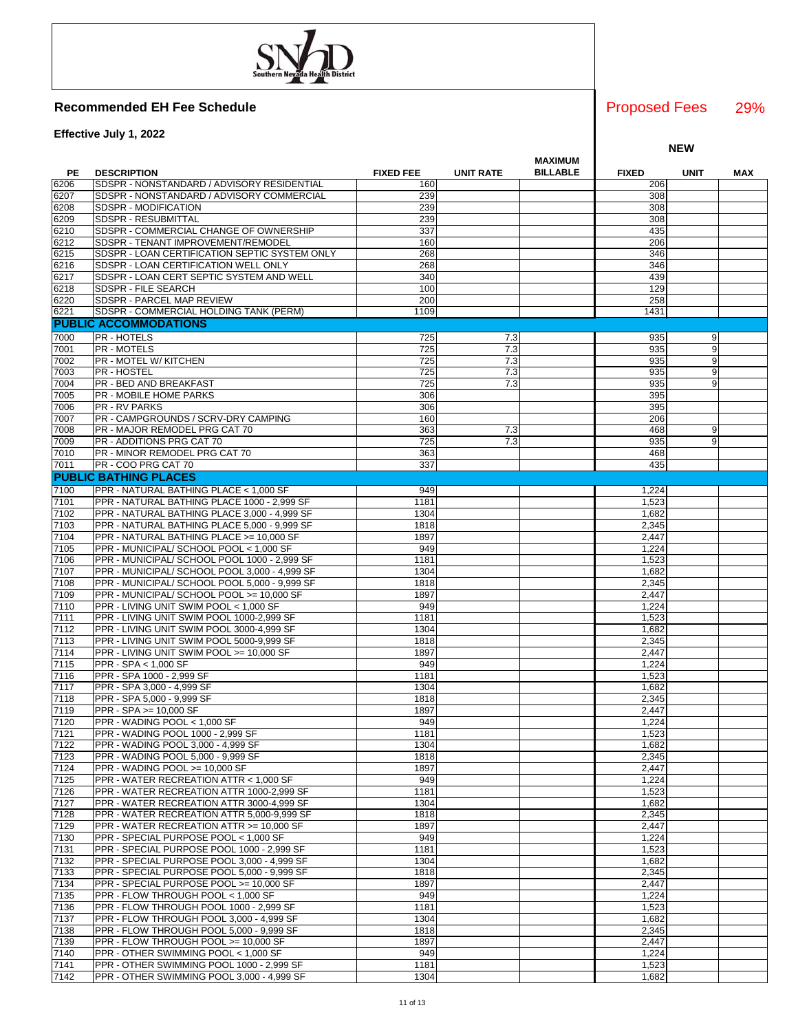**Recommended EH Fee Schedule**

**Effective July 1, 2022**

Proposed Fees 29%

| PE | DESCRIPTION | FIXED FEE | UNIT RATE | MAXIMUM BILLABLE | NEW FIXED | NEW UNIT | NEW MAX |
|---|---|---|---|---|---|---|---|
| 6206 | SDSPR - NONSTANDARD / ADVISORY RESIDENTIAL | 160 | | | 206 | | |
| 6207 | SDSPR - NONSTANDARD / ADVISORY COMMERCIAL | 239 | | | 308 | | |
| 6208 | SDSPR - MODIFICATION | 239 | | | 308 | | |
| 6209 | SDSPR - RESUBMITTAL | 239 | | | 308 | | |
| 6210 | SDSPR - COMMERCIAL CHANGE OF OWNERSHIP | 337 | | | 435 | | |
| 6212 | SDSPR - TENANT IMPROVEMENT/REMODEL | 160 | | | 206 | | |
| 6215 | SDSPR - LOAN CERTIFICATION SEPTIC SYSTEM ONLY | 268 | | | 346 | | |
| 6216 | SDSPR - LOAN CERTIFICATION WELL ONLY | 268 | | | 346 | | |
| 6217 | SDSPR - LOAN CERT SEPTIC SYSTEM AND WELL | 340 | | | 439 | | |
| 6218 | SDSPR - FILE SEARCH | 100 | | | 129 | | |
| 6220 | SDSPR - PARCEL MAP REVIEW | 200 | | | 258 | | |
| 6221 | SDSPR - COMMERCIAL HOLDING TANK (PERM) | 1109 | | | 1431 | | |
| **PUBLIC ACCOMMODATIONS** | | | | | | | |
| 7000 | PR - HOTELS | 725 | 7.3 | | 935 | 9 | |
| 7001 | PR - MOTELS | 725 | 7.3 | | 935 | 9 | |
| 7002 | PR - MOTEL W/ KITCHEN | 725 | 7.3 | | 935 | 9 | |
| 7003 | PR - HOSTEL | 725 | 7.3 | | 935 | 9 | |
| 7004 | PR - BED AND BREAKFAST | 725 | 7.3 | | 935 | 9 | |
| 7005 | PR - MOBILE HOME PARKS | 306 | | | 395 | | |
| 7006 | PR - RV PARKS | 306 | | | 395 | | |
| 7007 | PR - CAMPGROUNDS / SCRV-DRY CAMPING | 160 | | | 206 | | |
| 7008 | PR - MAJOR REMODEL PRG CAT 70 | 363 | 7.3 | | 468 | 9 | |
| 7009 | PR - ADDITIONS PRG CAT 70 | 725 | 7.3 | | 935 | 9 | |
| 7010 | PR - MINOR REMODEL PRG CAT 70 | 363 | | | 468 | | |
| 7011 | PR - COO PRG CAT 70 | 337 | | | 435 | | |
| **PUBLIC BATHING PLACES** | | | | | | | |
| 7100 | PPR - NATURAL BATHING PLACE < 1,000 SF | 949 | | | 1,224 | | |
| 7101 | PPR - NATURAL BATHING PLACE 1000 - 2,999 SF | 1181 | | | 1,523 | | |
| 7102 | PPR - NATURAL BATHING PLACE 3,000 - 4,999 SF | 1304 | | | 1,682 | | |
| 7103 | PPR - NATURAL BATHING PLACE 5,000 - 9,999 SF | 1818 | | | 2,345 | | |
| 7104 | PPR - NATURAL BATHING PLACE >= 10,000 SF | 1897 | | | 2,447 | | |
| 7105 | PPR - MUNICIPAL/ SCHOOL POOL < 1,000 SF | 949 | | | 1,224 | | |
| 7106 | PPR - MUNICIPAL/ SCHOOL POOL 1000 - 2,999 SF | 1181 | | | 1,523 | | |
| 7107 | PPR - MUNICIPAL/ SCHOOL POOL 3,000 - 4,999 SF | 1304 | | | 1,682 | | |
| 7108 | PPR - MUNICIPAL/ SCHOOL POOL 5,000 - 9,999 SF | 1818 | | | 2,345 | | |
| 7109 | PPR - MUNICIPAL/ SCHOOL POOL >= 10,000 SF | 1897 | | | 2,447 | | |
| 7110 | PPR - LIVING UNIT SWIM POOL < 1,000 SF | 949 | | | 1,224 | | |
| 7111 | PPR - LIVING UNIT SWIM POOL 1000-2,999 SF | 1181 | | | 1,523 | | |
| 7112 | PPR - LIVING UNIT SWIM POOL 3000-4,999 SF | 1304 | | | 1,682 | | |
| 7113 | PPR - LIVING UNIT SWIM POOL 5000-9,999 SF | 1818 | | | 2,345 | | |
| 7114 | PPR - LIVING UNIT SWIM POOL >= 10,000 SF | 1897 | | | 2,447 | | |
| 7115 | PPR - SPA < 1,000 SF | 949 | | | 1,224 | | |
| 7116 | PPR - SPA 1000 - 2,999 SF | 1181 | | | 1,523 | | |
| 7117 | PPR - SPA 3,000 - 4,999 SF | 1304 | | | 1,682 | | |
| 7118 | PPR - SPA 5,000 - 9,999 SF | 1818 | | | 2,345 | | |
| 7119 | PPR - SPA >= 10,000 SF | 1897 | | | 2,447 | | |
| 7120 | PPR - WADING POOL < 1,000 SF | 949 | | | 1,224 | | |
| 7121 | PPR - WADING POOL 1000 - 2,999 SF | 1181 | | | 1,523 | | |
| 7122 | PPR - WADING POOL 3,000 - 4,999 SF | 1304 | | | 1,682 | | |
| 7123 | PPR - WADING POOL 5,000 - 9,999 SF | 1818 | | | 2,345 | | |
| 7124 | PPR - WADING POOL >= 10,000 SF | 1897 | | | 2,447 | | |
| 7125 | PPR - WATER RECREATION ATTR < 1,000 SF | 949 | | | 1,224 | | |
| 7126 | PPR - WATER RECREATION ATTR 1000-2,999 SF | 1181 | | | 1,523 | | |
| 7127 | PPR - WATER RECREATION ATTR 3000-4,999 SF | 1304 | | | 1,682 | | |
| 7128 | PPR - WATER RECREATION ATTR 5,000-9,999 SF | 1818 | | | 2,345 | | |
| 7129 | PPR - WATER RECREATION ATTR >= 10,000 SF | 1897 | | | 2,447 | | |
| 7130 | PPR - SPECIAL PURPOSE POOL < 1,000 SF | 949 | | | 1,224 | | |
| 7131 | PPR - SPECIAL PURPOSE POOL 1000 - 2,999 SF | 1181 | | | 1,523 | | |
| 7132 | PPR - SPECIAL PURPOSE POOL 3,000 - 4,999 SF | 1304 | | | 1,682 | | |
| 7133 | PPR - SPECIAL PURPOSE POOL 5,000 - 9,999 SF | 1818 | | | 2,345 | | |
| 7134 | PPR - SPECIAL PURPOSE POOL >= 10,000 SF | 1897 | | | 2,447 | | |
| 7135 | PPR - FLOW THROUGH POOL < 1,000 SF | 949 | | | 1,224 | | |
| 7136 | PPR - FLOW THROUGH POOL 1000 - 2,999 SF | 1181 | | | 1,523 | | |
| 7137 | PPR - FLOW THROUGH POOL 3,000 - 4,999 SF | 1304 | | | 1,682 | | |
| 7138 | PPR - FLOW THROUGH POOL 5,000 - 9,999 SF | 1818 | | | 2,345 | | |
| 7139 | PPR - FLOW THROUGH POOL >= 10,000 SF | 1897 | | | 2,447 | | |
| 7140 | PPR - OTHER SWIMMING POOL < 1,000 SF | 949 | | | 1,224 | | |
| 7141 | PPR - OTHER SWIMMING POOL 1000 - 2,999 SF | 1181 | | | 1,523 | | |
| 7142 | PPR - OTHER SWIMMING POOL 3,000 - 4,999 SF | 1304 | | | 1,682 | | |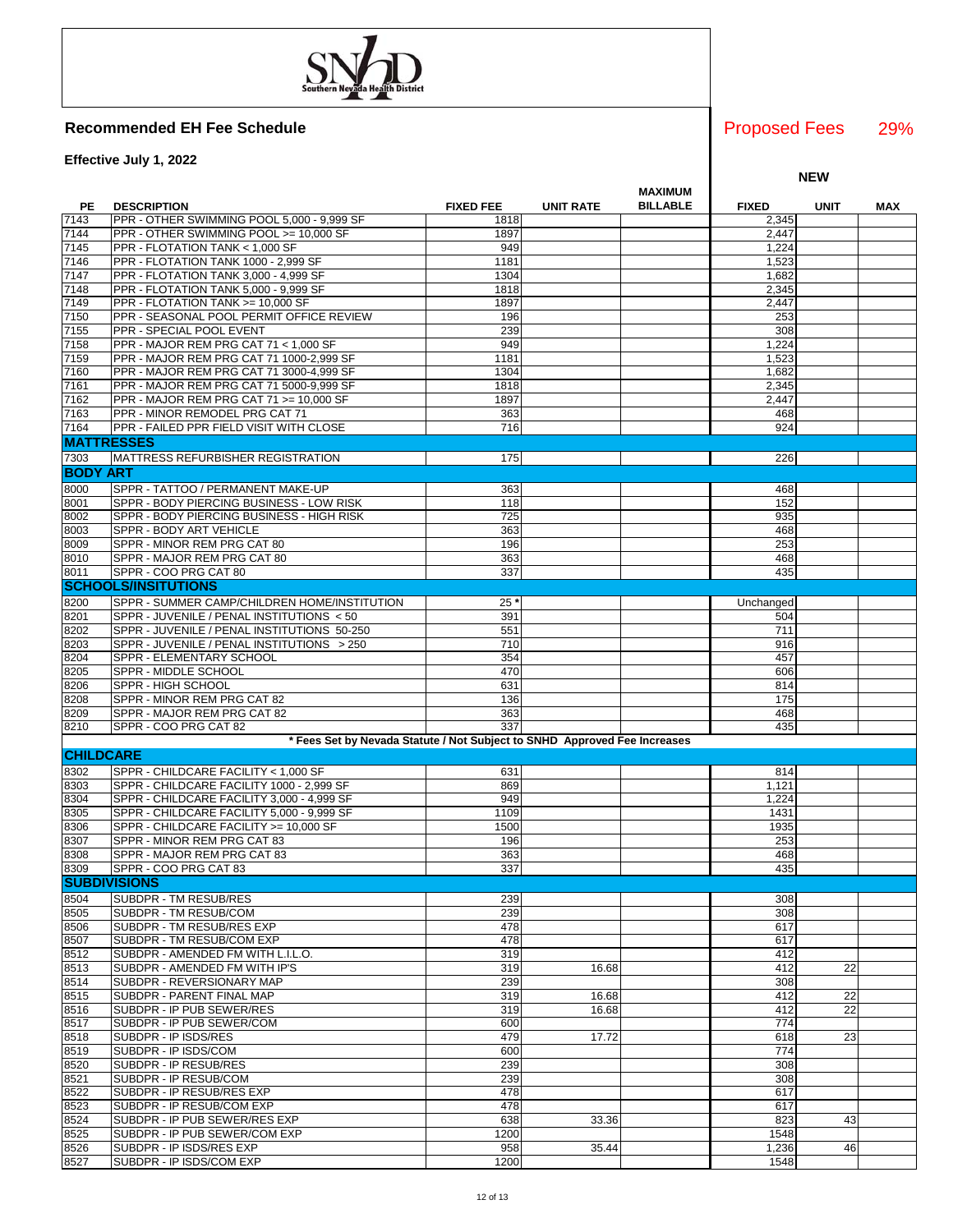Southern Nevada Health District

**Recommended EH Fee Schedule**

**Effective July 1, 2022**

Proposed Fees 29%

| PE | DESCRIPTION | FIXED FEE | UNIT RATE | MAXIMUM BILLABLE | NEW FIXED | NEW UNIT | NEW MAX |
|---|---|---|---|---|---|---|---|
| 7143 | PPR - OTHER SWIMMING POOL 5,000 - 9,999 SF | 1818 | | | 2,345 | | |
| 7144 | PPR - OTHER SWIMMING POOL >= 10,000 SF | 1897 | | | 2,447 | | |
| 7145 | PPR - FLOTATION TANK < 1,000 SF | 949 | | | 1,224 | | |
| 7146 | PPR - FLOTATION TANK 1000 - 2,999 SF | 1181 | | | 1,523 | | |
| 7147 | PPR - FLOTATION TANK 3,000 - 4,999 SF | 1304 | | | 1,682 | | |
| 7148 | PPR - FLOTATION TANK 5,000 - 9,999 SF | 1818 | | | 2,345 | | |
| 7149 | PPR - FLOTATION TANK >= 10,000 SF | 1897 | | | 2,447 | | |
| 7150 | PPR - SEASONAL POOL PERMIT OFFICE REVIEW | 196 | | | 253 | | |
| 7155 | PPR - SPECIAL POOL EVENT | 239 | | | 308 | | |
| 7158 | PPR - MAJOR REM PRG CAT 71 < 1,000 SF | 949 | | | 1,224 | | |
| 7159 | PPR - MAJOR REM PRG CAT 71 1000-2,999 SF | 1181 | | | 1,523 | | |
| 7160 | PPR - MAJOR REM PRG CAT 71 3000-4,999 SF | 1304 | | | 1,682 | | |
| 7161 | PPR - MAJOR REM PRG CAT 71 5000-9,999 SF | 1818 | | | 2,345 | | |
| 7162 | PPR - MAJOR REM PRG CAT 71 >= 10,000 SF | 1897 | | | 2,447 | | |
| 7163 | PPR - MINOR REMODEL PRG CAT 71 | 363 | | | 468 | | |
| 7164 | PPR - FAILED PPR FIELD VISIT WITH CLOSE | 716 | | | 924 | | |
| **MATTRESSES** | | | | | | | |
| 7303 | MATTRESS REFURBISHER REGISTRATION | 175 | | | 226 | | |
| **BODY ART** | | | | | | | |
| 8000 | SPPR - TATTOO / PERMANENT MAKE-UP | 363 | | | 468 | | |
| 8001 | SPPR - BODY PIERCING BUSINESS - LOW RISK | 118 | | | 152 | | |
| 8002 | SPPR - BODY PIERCING BUSINESS - HIGH RISK | 725 | | | 935 | | |
| 8003 | SPPR - BODY ART VEHICLE | 363 | | | 468 | | |
| 8009 | SPPR - MINOR REM PRG CAT 80 | 196 | | | 253 | | |
| 8010 | SPPR - MAJOR REM PRG CAT 80 | 363 | | | 468 | | |
| 8011 | SPPR - COO PRG CAT 80 | 337 | | | 435 | | |
| **SCHOOLS/INSITUTIONS** | | | | | | | |
| 8200 | SPPR - SUMMER CAMP/CHILDREN HOME/INSTITUTION | 25 * | | | Unchanged | | |
| 8201 | SPPR - JUVENILE / PENAL INSTITUTIONS < 50 | 391 | | | 504 | | |
| 8202 | SPPR - JUVENILE / PENAL INSTITUTIONS 50-250 | 551 | | | 711 | | |
| 8203 | SPPR - JUVENILE / PENAL INSTITUTIONS > 250 | 710 | | | 916 | | |
| 8204 | SPPR - ELEMENTARY SCHOOL | 354 | | | 457 | | |
| 8205 | SPPR - MIDDLE SCHOOL | 470 | | | 606 | | |
| 8206 | SPPR - HIGH SCHOOL | 631 | | | 814 | | |
| 8208 | SPPR - MINOR REM PRG CAT 82 | 136 | | | 175 | | |
| 8209 | SPPR - MAJOR REM PRG CAT 82 | 363 | | | 468 | | |
| 8210 | SPPR - COO PRG CAT 82 | 337 | | | 435 | | |
| | **\* Fees Set by Nevada Statute / Not Subject to SNHD Approved Fee Increases** | | | | | | |
| **CHILDCARE** | | | | | | | |
| 8302 | SPPR - CHILDCARE FACILITY < 1,000 SF | 631 | | | 814 | | |
| 8303 | SPPR - CHILDCARE FACILITY 1000 - 2,999 SF | 869 | | | 1,121 | | |
| 8304 | SPPR - CHILDCARE FACILITY 3,000 - 4,999 SF | 949 | | | 1,224 | | |
| 8305 | SPPR - CHILDCARE FACILITY 5,000 - 9,999 SF | 1109 | | | 1431 | | |
| 8306 | SPPR - CHILDCARE FACILITY >= 10,000 SF | 1500 | | | 1935 | | |
| 8307 | SPPR - MINOR REM PRG CAT 83 | 196 | | | 253 | | |
| 8308 | SPPR - MAJOR REM PRG CAT 83 | 363 | | | 468 | | |
| 8309 | SPPR - COO PRG CAT 83 | 337 | | | 435 | | |
| **SUBDIVISIONS** | | | | | | | |
| 8504 | SUBDPR - TM RESUB/RES | 239 | | | 308 | | |
| 8505 | SUBDPR - TM RESUB/COM | 239 | | | 308 | | |
| 8506 | SUBDPR - TM RESUB/RES EXP | 478 | | | 617 | | |
| 8507 | SUBDPR - TM RESUB/COM EXP | 478 | | | 617 | | |
| 8512 | SUBDPR - AMENDED FM WITH L.I.L.O. | 319 | | | 412 | | |
| 8513 | SUBDPR - AMENDED FM WITH IP'S | 319 | 16.68 | | 412 | 22 | |
| 8514 | SUBDPR - REVERSIONARY MAP | 239 | | | 308 | | |
| 8515 | SUBDPR - PARENT FINAL MAP | 319 | 16.68 | | 412 | 22 | |
| 8516 | SUBDPR - IP PUB SEWER/RES | 319 | 16.68 | | 412 | 22 | |
| 8517 | SUBDPR - IP PUB SEWER/COM | 600 | | | 774 | | |
| 8518 | SUBDPR - IP ISDS/RES | 479 | 17.72 | | 618 | 23 | |
| 8519 | SUBDPR - IP ISDS/COM | 600 | | | 774 | | |
| 8520 | SUBDPR - IP RESUB/RES | 239 | | | 308 | | |
| 8521 | SUBDPR - IP RESUB/COM | 239 | | | 308 | | |
| 8522 | SUBDPR - IP RESUB/RES EXP | 478 | | | 617 | | |
| 8523 | SUBDPR - IP RESUB/COM EXP | 478 | | | 617 | | |
| 8524 | SUBDPR - IP PUB SEWER/RES EXP | 638 | 33.36 | | 823 | 43 | |
| 8525 | SUBDPR - IP PUB SEWER/COM EXP | 1200 | | | 1548 | | |
| 8526 | SUBDPR - IP ISDS/RES EXP | 958 | 35.44 | | 1,236 | 46 | |
| 8527 | SUBDPR - IP ISDS/COM EXP | 1200 | | | 1548 | | |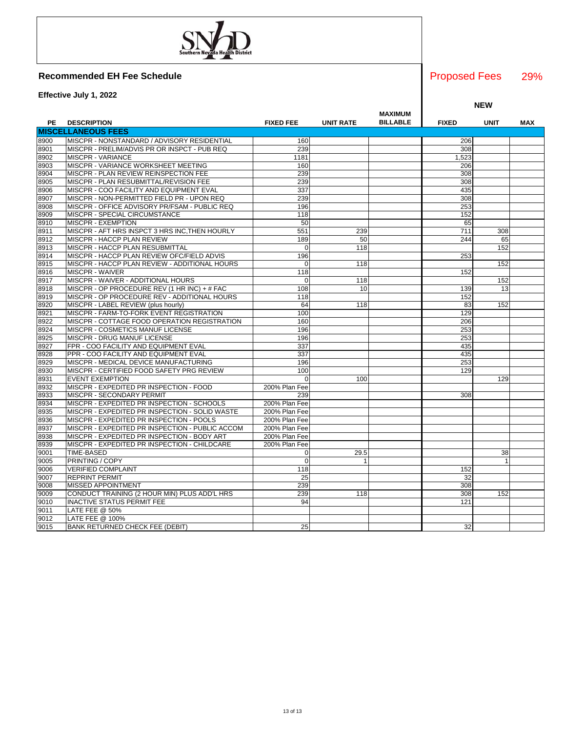Southern Nevada Health District

## Recommended EH Fee Schedule

**Proposed Fees 29%**

**Effective July 1, 2022**

| PE | DESCRIPTION | FIXED FEE | UNIT RATE | MAXIMUM BILLABLE | NEW FIXED | NEW UNIT | NEW MAX |
|---|---|---|---|---|---|---|---|
| **MISCELLANEOUS FEES** | | | | | | | |
| 8900 | MISCPR - NONSTANDARD / ADVISORY RESIDENTIAL | 160 | | | 206 | | |
| 8901 | MISCPR - PRELIM/ADVIS PR OR INSPCT - PUB REQ | 239 | | | 308 | | |
| 8902 | MISCPR - VARIANCE | 1181 | | | 1,523 | | |
| 8903 | MISCPR - VARIANCE WORKSHEET MEETING | 160 | | | 206 | | |
| 8904 | MISCPR - PLAN REVIEW REINSPECTION FEE | 239 | | | 308 | | |
| 8905 | MISCPR - PLAN RESUBMITTAL/REVISION FEE | 239 | | | 308 | | |
| 8906 | MISCPR - COO FACILITY AND EQUIPMENT EVAL | 337 | | | 435 | | |
| 8907 | MISCPR - NON-PERMITTED FIELD PR - UPON REQ | 239 | | | 308 | | |
| 8908 | MISCPR - OFFICE ADVISORY PR/FSAM - PUBLIC REQ | 196 | | | 253 | | |
| 8909 | MISCPR - SPECIAL CIRCUMSTANCE | 118 | | | 152 | | |
| 8910 | MISCPR - EXEMPTION | 50 | | | 65 | | |
| 8911 | MISCPR - AFT HRS INSPCT 3 HRS INC,THEN HOURLY | 551 | 239 | | 711 | 308 | |
| 8912 | MISCPR - HACCP PLAN REVIEW | 189 | 50 | | 244 | 65 | |
| 8913 | MISCPR - HACCP PLAN RESUBMITTAL | 0 | 118 | | | 152 | |
| 8914 | MISCPR - HACCP PLAN REVIEW OFC/FIELD ADVIS | 196 | | | 253 | | |
| 8915 | MISCPR - HACCP PLAN REVIEW - ADDITIONAL HOURS | 0 | 118 | | | 152 | |
| 8916 | MISCPR - WAIVER | 118 | | | 152 | | |
| 8917 | MISCPR - WAIVER - ADDITIONAL HOURS | 0 | 118 | | | 152 | |
| 8918 | MISCPR - OP PROCEDURE REV (1 HR INC) + # FAC | 108 | 10 | | 139 | 13 | |
| 8919 | MISCPR - OP PROCEDURE REV - ADDITIONAL HOURS | 118 | | | 152 | | |
| 8920 | MISCPR - LABEL REVIEW (plus hourly) | 64 | 118 | | 83 | 152 | |
| 8921 | MISCPR - FARM-TO-FORK EVENT REGISTRATION | 100 | | | 129 | | |
| 8922 | MISCPR - COTTAGE FOOD OPERATION REGISTRATION | 160 | | | 206 | | |
| 8924 | MISCPR - COSMETICS MANUF LICENSE | 196 | | | 253 | | |
| 8925 | MISCPR - DRUG MANUF LICENSE | 196 | | | 253 | | |
| 8927 | FPR - COO FACILITY AND EQUIPMENT EVAL | 337 | | | 435 | | |
| 8928 | PPR - COO FACILITY AND EQUIPMENT EVAL | 337 | | | 435 | | |
| 8929 | MISCPR - MEDICAL DEVICE MANUFACTURING | 196 | | | 253 | | |
| 8930 | MISCPR - CERTIFIED FOOD SAFETY PRG REVIEW | 100 | | | 129 | | |
| 8931 | EVENT EXEMPTION | 0 | 100 | | | 129 | |
| 8932 | MISCPR - EXPEDITED PR INSPECTION - FOOD | 200% Plan Fee | | | | | |
| 8933 | MISCPR - SECONDARY PERMIT | 239 | | | 308 | | |
| 8934 | MISCPR - EXPEDITED PR INSPECTION - SCHOOLS | 200% Plan Fee | | | | | |
| 8935 | MISCPR - EXPEDITED PR INSPECTION - SOLID WASTE | 200% Plan Fee | | | | | |
| 8936 | MISCPR - EXPEDITED PR INSPECTION - POOLS | 200% Plan Fee | | | | | |
| 8937 | MISCPR - EXPEDITED PR INSPECTION - PUBLIC ACCOM | 200% Plan Fee | | | | | |
| 8938 | MISCPR - EXPEDITED PR INSPECTION - BODY ART | 200% Plan Fee | | | | | |
| 8939 | MISCPR - EXPEDITED PR INSPECTION - CHILDCARE | 200% Plan Fee | | | | | |
| 9001 | TIME-BASED | 0 | 29.5 | | | 38 | |
| 9005 | PRINTING / COPY | 0 | 1 | | | 1 | |
| 9006 | VERIFIED COMPLAINT | 118 | | | 152 | | |
| 9007 | REPRINT PERMIT | 25 | | | 32 | | |
| 9008 | MISSED APPOINTMENT | 239 | | | 308 | | |
| 9009 | CONDUCT TRAINING (2 HOUR MIN) PLUS ADD'L HRS | 239 | 118 | | 308 | 152 | |
| 9010 | INACTIVE STATUS PERMIT FEE | 94 | | | 121 | | |
| 9011 | LATE FEE @ 50% | | | | | | |
| 9012 | LATE FEE @ 100% | | | | | | |
| 9015 | BANK RETURNED CHECK FEE (DEBIT) | 25 | | | 32 | | |